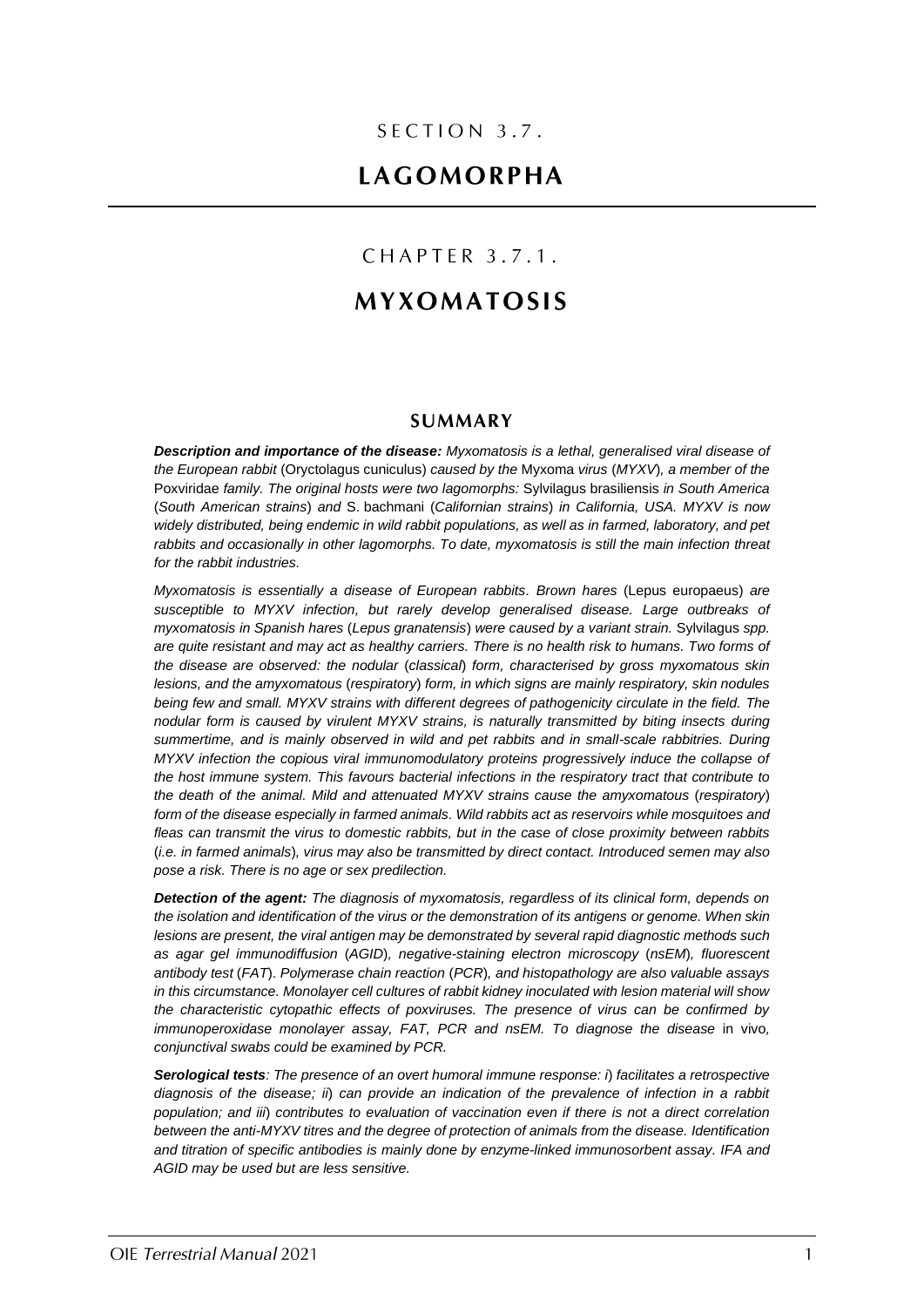# SECTION 3.7.

# LAGOMORPHA

## CHAPTER 3.7.1.

# MYXOMATOSIS

## SUMMARY

***Description and importance of the disease:*** *Myxomatosis is a lethal, generalised viral disease of the European rabbit* (Oryctolagus cuniculus) *caused by the* Myxoma *virus* (*MYXV*)*, a member of the* Poxviridae *family. The original hosts were two lagomorphs:* Sylvilagus brasiliensis *in South America* (*South American strains*) *and* S. bachmani (*Californian strains*) *in California, USA. MYXV is now widely distributed, being endemic in wild rabbit populations, as well as in farmed, laboratory, and pet rabbits and occasionally in other lagomorphs. To date, myxomatosis is still the main infection threat for the rabbit industries.*

*Myxomatosis is essentially a disease of European rabbits. Brown hares* (Lepus europaeus) *are susceptible to MYXV infection, but rarely develop generalised disease. Large outbreaks of myxomatosis in Spanish hares* (*Lepus granatensis*) *were caused by a variant strain.* Sylvilagus *spp. are quite resistant and may act as healthy carriers. There is no health risk to humans. Two forms of the disease are observed: the nodular* (*classical*) *form, characterised by gross myxomatous skin lesions, and the amyxomatous* (*respiratory*) *form, in which signs are mainly respiratory, skin nodules being few and small. MYXV strains with different degrees of pathogenicity circulate in the field. The nodular form is caused by virulent MYXV strains, is naturally transmitted by biting insects during summertime, and is mainly observed in wild and pet rabbits and in small-scale rabbitries. During MYXV infection the copious viral immunomodulatory proteins progressively induce the collapse of the host immune system. This favours bacterial infections in the respiratory tract that contribute to the death of the animal. Mild and attenuated MYXV strains cause the amyxomatous* (*respiratory*) *form of the disease especially in farmed animals. Wild rabbits act as reservoirs while mosquitoes and fleas can transmit the virus to domestic rabbits, but in the case of close proximity between rabbits* (*i.e. in farmed animals*)*, virus may also be transmitted by direct contact. Introduced semen may also pose a risk. There is no age or sex predilection.*

***Detection of the agent:*** *The diagnosis of myxomatosis, regardless of its clinical form, depends on the isolation and identification of the virus or the demonstration of its antigens or genome. When skin lesions are present, the viral antigen may be demonstrated by several rapid diagnostic methods such as agar gel immunodiffusion* (*AGID*)*, negative-staining electron microscopy* (*nsEM*)*, fluorescent antibody test* (*FAT*)*. Polymerase chain reaction* (*PCR*)*, and histopathology are also valuable assays in this circumstance. Monolayer cell cultures of rabbit kidney inoculated with lesion material will show the characteristic cytopathic effects of poxviruses. The presence of virus can be confirmed by immunoperoxidase monolayer assay, FAT, PCR and nsEM. To diagnose the disease* in vivo*, conjunctival swabs could be examined by PCR.*

***Serological tests****: The presence of an overt humoral immune response: i*) *facilitates a retrospective diagnosis of the disease; ii*) *can provide an indication of the prevalence of infection in a rabbit population; and iii*) *contributes to evaluation of vaccination even if there is not a direct correlation between the anti-MYXV titres and the degree of protection of animals from the disease. Identification and titration of specific antibodies is mainly done by enzyme-linked immunosorbent assay. IFA and AGID may be used but are less sensitive.*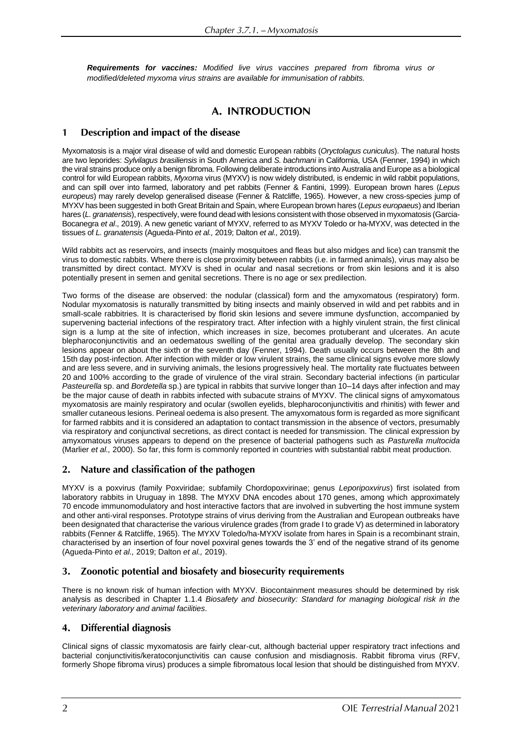***Requirements for vaccines:*** *Modified live virus vaccines prepared from fibroma virus or modified/deleted myxoma virus strains are available for immunisation of rabbits.*

# A. INTRODUCTION

## 1 Description and impact of the disease

Myxomatosis is a major viral disease of wild and domestic European rabbits (*Oryctolagus cuniculus*). The natural hosts are two leporides: *Sylvilagus brasiliensis* in South America and *S. bachmani* in California, USA (Fenner, 1994) in which the viral strains produce only a benign fibroma. Following deliberate introductions into Australia and Europe as a biological control for wild European rabbits, *Myxoma* virus (MYXV) is now widely distributed, is endemic in wild rabbit populations, and can spill over into farmed, laboratory and pet rabbits (Fenner & Fantini, 1999). European brown hares (*Lepus europeus*) may rarely develop generalised disease (Fenner & Ratcliffe, 1965). However, a new cross-species jump of MYXV has been suggested in both Great Britain and Spain, where European brown hares (*Lepus europaeus*) and Iberian hares (*L. granatensis*), respectively, were found dead with lesions consistent with those observed in myxomatosis (Garcia-Bocanegra *et al*., 2019). A new genetic variant of MYXV, referred to as MYXV Toledo or ha-MYXV, was detected in the tissues of *L. granatensis* (Agueda-Pinto *et al.,* 2019; Dalton *et al.,* 2019).

Wild rabbits act as reservoirs, and insects (mainly mosquitoes and fleas but also midges and lice) can transmit the virus to domestic rabbits. Where there is close proximity between rabbits (i.e. in farmed animals), virus may also be transmitted by direct contact. MYXV is shed in ocular and nasal secretions or from skin lesions and it is also potentially present in semen and genital secretions. There is no age or sex predilection.

Two forms of the disease are observed: the nodular (classical) form and the amyxomatous (respiratory) form. Nodular myxomatosis is naturally transmitted by biting insects and mainly observed in wild and pet rabbits and in small-scale rabbitries. It is characterised by florid skin lesions and severe immune dysfunction, accompanied by supervening bacterial infections of the respiratory tract. After infection with a highly virulent strain, the first clinical sign is a lump at the site of infection, which increases in size, becomes protuberant and ulcerates. An acute blepharoconjunctivitis and an oedematous swelling of the genital area gradually develop. The secondary skin lesions appear on about the sixth or the seventh day (Fenner, 1994). Death usually occurs between the 8th and 15th day post-infection. After infection with milder or low virulent strains, the same clinical signs evolve more slowly and are less severe, and in surviving animals, the lesions progressively heal. The mortality rate fluctuates between 20 and 100% according to the grade of virulence of the viral strain. Secondary bacterial infections (in particular *Pasteurella* sp. and *Bordetella* sp.) are typical in rabbits that survive longer than 10–14 days after infection and may be the major cause of death in rabbits infected with subacute strains of MYXV. The clinical signs of amyxomatous myxomatosis are mainly respiratory and ocular (swollen eyelids, blepharoconjunctivitis and rhinitis) with fewer and smaller cutaneous lesions. Perineal oedema is also present. The amyxomatous form is regarded as more significant for farmed rabbits and it is considered an adaptation to contact transmission in the absence of vectors, presumably via respiratory and conjunctival secretions, as direct contact is needed for transmission. The clinical expression by amyxomatous viruses appears to depend on the presence of bacterial pathogens such as *Pasturella multocida* (Marlier *et al.,* 2000). So far, this form is commonly reported in countries with substantial rabbit meat production.

## 2. Nature and classification of the pathogen

MYXV is a poxvirus (family Poxviridae; subfamily Chordopoxvirinae; genus *Leporipoxvirus*) first isolated from laboratory rabbits in Uruguay in 1898. The MYXV DNA encodes about 170 genes, among which approximately 70 encode immunomodulatory and host interactive factors that are involved in subverting the host immune system and other anti-viral responses. Prototype strains of virus deriving from the Australian and European outbreaks have been designated that characterise the various virulence grades (from grade I to grade V) as determined in laboratory rabbits (Fenner & Ratcliffe, 1965). The MYXV Toledo/ha-MYXV isolate from hares in Spain is a recombinant strain, characterised by an insertion of four novel poxviral genes towards the 3' end of the negative strand of its genome (Agueda-Pinto *et al.,* 2019; Dalton *et al.,* 2019).

## 3. Zoonotic potential and biosafety and biosecurity requirements

There is no known risk of human infection with MYXV. Biocontainment measures should be determined by risk analysis as described in Chapter 1.1.4 *Biosafety and biosecurity: Standard for managing biological risk in the veterinary laboratory and animal facilities*.

## 4. Differential diagnosis

Clinical signs of classic myxomatosis are fairly clear-cut, although bacterial upper respiratory tract infections and bacterial conjunctivitis/keratoconjunctivitis can cause confusion and misdiagnosis. Rabbit fibroma virus (RFV, formerly Shope fibroma virus) produces a simple fibromatous local lesion that should be distinguished from MYXV.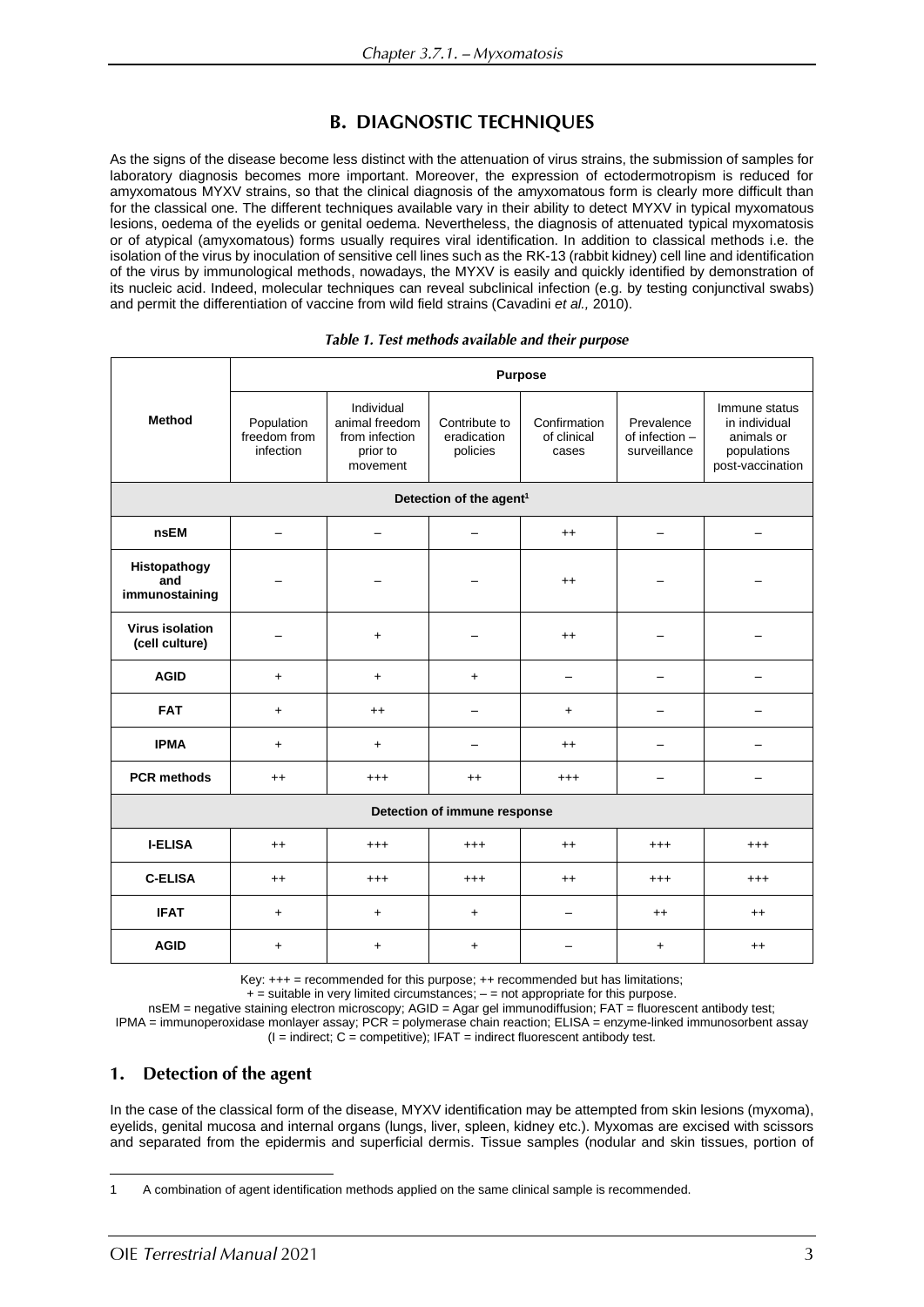## B. DIAGNOSTIC TECHNIQUES

As the signs of the disease become less distinct with the attenuation of virus strains, the submission of samples for laboratory diagnosis becomes more important. Moreover, the expression of ectodermotropism is reduced for amyxomatous MYXV strains, so that the clinical diagnosis of the amyxomatous form is clearly more difficult than for the classical one. The different techniques available vary in their ability to detect MYXV in typical myxomatous lesions, oedema of the eyelids or genital oedema. Nevertheless, the diagnosis of attenuated typical myxomatosis or of atypical (amyxomatous) forms usually requires viral identification. In addition to classical methods i.e. the isolation of the virus by inoculation of sensitive cell lines such as the RK-13 (rabbit kidney) cell line and identification of the virus by immunological methods, nowadays, the MYXV is easily and quickly identified by demonstration of its nucleic acid. Indeed, molecular techniques can reveal subclinical infection (e.g. by testing conjunctival swabs) and permit the differentiation of vaccine from wild field strains (Cavadini *et al.,* 2010).

*Table 1. Test methods available and their purpose*

| Method | Purpose | | | | | |
|---|---|---|---|---|---|---|
| | Population freedom from infection | Individual animal freedom from infection prior to movement | Contribute to eradication policies | Confirmation of clinical cases | Prevalence of infection – surveillance | Immune status in individual animals or populations post-vaccination |
| **Detection of the agent[1]** | | | | | | |
| **nsEM** | – | – | – | ++ | – | – |
| **Histopathogy and immunostaining** | – | – | – | ++ | – | – |
| **Virus isolation (cell culture)** | – | + | – | ++ | – | – |
| **AGID** | + | + | + | – | – | – |
| **FAT** | + | ++ | – | + | – | – |
| **IPMA** | + | + | – | ++ | – | – |
| **PCR methods** | ++ | +++ | ++ | +++ | – | – |
| **Detection of immune response** | | | | | | |
| **I-ELISA** | ++ | +++ | +++ | ++ | +++ | +++ |
| **C-ELISA** | ++ | +++ | +++ | ++ | +++ | +++ |
| **IFAT** | + | + | + | – | ++ | ++ |
| **AGID** | + | + | + | – | + | ++ |

Key: +++ = recommended for this purpose; ++ recommended but has limitations;
+ = suitable in very limited circumstances; – = not appropriate for this purpose.
nsEM = negative staining electron microscopy; AGID = Agar gel immunodiffusion; FAT = fluorescent antibody test;
IPMA = immunoperoxidase monlayer assay; PCR = polymerase chain reaction; ELISA = enzyme-linked immunosorbent assay
(I = indirect; C = competitive); IFAT = indirect fluorescent antibody test.

### 1. Detection of the agent

In the case of the classical form of the disease, MYXV identification may be attempted from skin lesions (myxoma), eyelids, genital mucosa and internal organs (lungs, liver, spleen, kidney etc.). Myxomas are excised with scissors and separated from the epidermis and superficial dermis. Tissue samples (nodular and skin tissues, portion of

1 A combination of agent identification methods applied on the same clinical sample is recommended.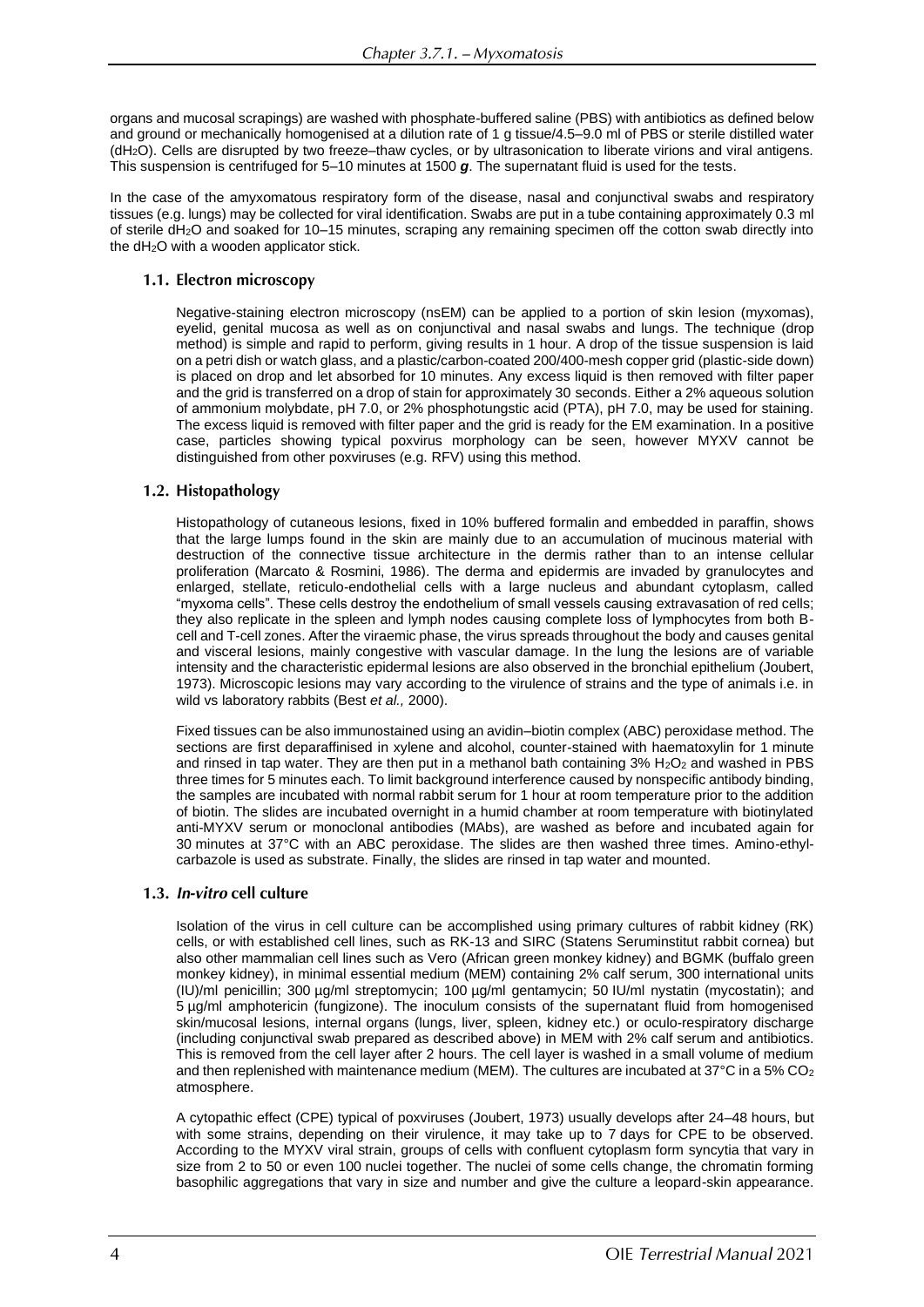organs and mucosal scrapings) are washed with phosphate-buffered saline (PBS) with antibiotics as defined below and ground or mechanically homogenised at a dilution rate of 1 g tissue/4.5–9.0 ml of PBS or sterile distilled water ($dH_2O$). Cells are disrupted by two freeze–thaw cycles, or by ultrasonication to liberate virions and viral antigens. This suspension is centrifuged for 5–10 minutes at 1500 ***g***. The supernatant fluid is used for the tests.

In the case of the amyxomatous respiratory form of the disease, nasal and conjunctival swabs and respiratory tissues (e.g. lungs) may be collected for viral identification. Swabs are put in a tube containing approximately 0.3 ml of sterile $dH_2O$ and soaked for 10–15 minutes, scraping any remaining specimen off the cotton swab directly into the $dH_2O$ with a wooden applicator stick.

### 1.1. Electron microscopy

Negative-staining electron microscopy (nsEM) can be applied to a portion of skin lesion (myxomas), eyelid, genital mucosa as well as on conjunctival and nasal swabs and lungs. The technique (drop method) is simple and rapid to perform, giving results in 1 hour. A drop of the tissue suspension is laid on a petri dish or watch glass, and a plastic/carbon-coated 200/400-mesh copper grid (plastic-side down) is placed on drop and let absorbed for 10 minutes. Any excess liquid is then removed with filter paper and the grid is transferred on a drop of stain for approximately 30 seconds. Either a 2% aqueous solution of ammonium molybdate, pH 7.0, or 2% phosphotungstic acid (PTA), pH 7.0, may be used for staining. The excess liquid is removed with filter paper and the grid is ready for the EM examination. In a positive case, particles showing typical poxvirus morphology can be seen, however MYXV cannot be distinguished from other poxviruses (e.g. RFV) using this method.

### 1.2. Histopathology

Histopathology of cutaneous lesions, fixed in 10% buffered formalin and embedded in paraffin, shows that the large lumps found in the skin are mainly due to an accumulation of mucinous material with destruction of the connective tissue architecture in the dermis rather than to an intense cellular proliferation (Marcato & Rosmini, 1986). The derma and epidermis are invaded by granulocytes and enlarged, stellate, reticulo-endothelial cells with a large nucleus and abundant cytoplasm, called "myxoma cells". These cells destroy the endothelium of small vessels causing extravasation of red cells; they also replicate in the spleen and lymph nodes causing complete loss of lymphocytes from both B-cell and T-cell zones. After the viraemic phase, the virus spreads throughout the body and causes genital and visceral lesions, mainly congestive with vascular damage. In the lung the lesions are of variable intensity and the characteristic epidermal lesions are also observed in the bronchial epithelium (Joubert, 1973). Microscopic lesions may vary according to the virulence of strains and the type of animals i.e. in wild vs laboratory rabbits (Best *et al.,* 2000).

Fixed tissues can be also immunostained using an avidin–biotin complex (ABC) peroxidase method. The sections are first deparaffinised in xylene and alcohol, counter-stained with haematoxylin for 1 minute and rinsed in tap water. They are then put in a methanol bath containing 3% $H_2O_2$ and washed in PBS three times for 5 minutes each. To limit background interference caused by nonspecific antibody binding, the samples are incubated with normal rabbit serum for 1 hour at room temperature prior to the addition of biotin. The slides are incubated overnight in a humid chamber at room temperature with biotinylated anti-MYXV serum or monoclonal antibodies (MAbs), are washed as before and incubated again for 30 minutes at 37°C with an ABC peroxidase. The slides are then washed three times. Amino-ethyl-carbazole is used as substrate. Finally, the slides are rinsed in tap water and mounted.

### 1.3. *In-vitro* cell culture

Isolation of the virus in cell culture can be accomplished using primary cultures of rabbit kidney (RK) cells, or with established cell lines, such as RK-13 and SIRC (Statens Seruminstitut rabbit cornea) but also other mammalian cell lines such as Vero (African green monkey kidney) and BGMK (buffalo green monkey kidney), in minimal essential medium (MEM) containing 2% calf serum, 300 international units (IU)/ml penicillin; 300 µg/ml streptomycin; 100 µg/ml gentamycin; 50 IU/ml nystatin (mycostatin); and 5 µg/ml amphotericin (fungizone). The inoculum consists of the supernatant fluid from homogenised skin/mucosal lesions, internal organs (lungs, liver, spleen, kidney etc.) or oculo-respiratory discharge (including conjunctival swab prepared as described above) in MEM with 2% calf serum and antibiotics. This is removed from the cell layer after 2 hours. The cell layer is washed in a small volume of medium and then replenished with maintenance medium (MEM). The cultures are incubated at 37°C in a 5% $CO_2$ atmosphere.

A cytopathic effect (CPE) typical of poxviruses (Joubert, 1973) usually develops after 24–48 hours, but with some strains, depending on their virulence, it may take up to 7 days for CPE to be observed. According to the MYXV viral strain, groups of cells with confluent cytoplasm form syncytia that vary in size from 2 to 50 or even 100 nuclei together. The nuclei of some cells change, the chromatin forming basophilic aggregations that vary in size and number and give the culture a leopard-skin appearance.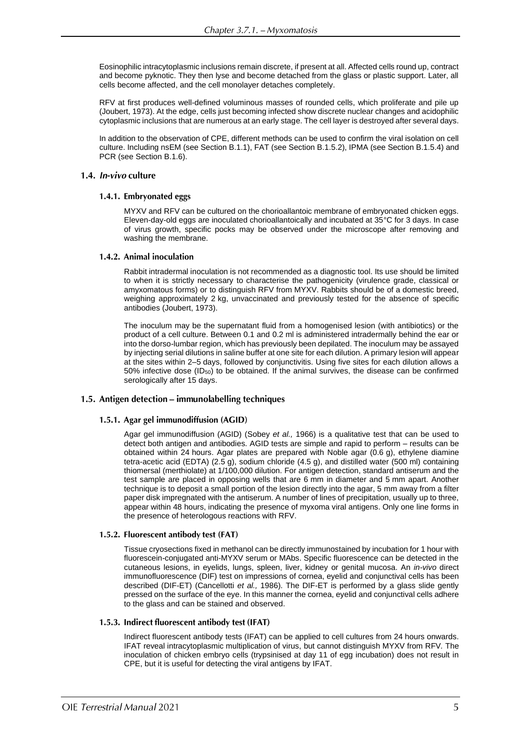Eosinophilic intracytoplasmic inclusions remain discrete, if present at all. Affected cells round up, contract and become pyknotic. They then lyse and become detached from the glass or plastic support. Later, all cells become affected, and the cell monolayer detaches completely.

RFV at first produces well-defined voluminous masses of rounded cells, which proliferate and pile up (Joubert, 1973). At the edge, cells just becoming infected show discrete nuclear changes and acidophilic cytoplasmic inclusions that are numerous at an early stage. The cell layer is destroyed after several days.

In addition to the observation of CPE, different methods can be used to confirm the viral isolation on cell culture. Including nsEM (see Section B.1.1), FAT (see Section B.1.5.2), IPMA (see Section B.1.5.4) and PCR (see Section B.1.6).

### 1.4. *In-vivo* culture

#### 1.4.1. Embryonated eggs

MYXV and RFV can be cultured on the chorioallantoic membrane of embryonated chicken eggs. Eleven-day-old eggs are inoculated chorioallantoically and incubated at 35°C for 3 days. In case of virus growth, specific pocks may be observed under the microscope after removing and washing the membrane.

#### 1.4.2. Animal inoculation

Rabbit intradermal inoculation is not recommended as a diagnostic tool. Its use should be limited to when it is strictly necessary to characterise the pathogenicity (virulence grade, classical or amyxomatous forms) or to distinguish RFV from MYXV. Rabbits should be of a domestic breed, weighing approximately 2 kg, unvaccinated and previously tested for the absence of specific antibodies (Joubert, 1973).

The inoculum may be the supernatant fluid from a homogenised lesion (with antibiotics) or the product of a cell culture. Between 0.1 and 0.2 ml is administered intradermally behind the ear or into the dorso-lumbar region, which has previously been depilated. The inoculum may be assayed by injecting serial dilutions in saline buffer at one site for each dilution. A primary lesion will appear at the sites within 2–5 days, followed by conjunctivitis. Using five sites for each dilution allows a 50% infective dose ($ID_{50}$) to be obtained. If the animal survives, the disease can be confirmed serologically after 15 days.

### 1.5. Antigen detection – immunolabelling techniques

#### 1.5.1. Agar gel immunodiffusion (AGID)

Agar gel immunodiffusion (AGID) (Sobey *et al.,* 1966) is a qualitative test that can be used to detect both antigen and antibodies. AGID tests are simple and rapid to perform – results can be obtained within 24 hours. Agar plates are prepared with Noble agar (0.6 g), ethylene diamine tetra-acetic acid (EDTA) (2.5 g), sodium chloride (4.5 g), and distilled water (500 ml) containing thiomersal (merthiolate) at 1/100,000 dilution. For antigen detection, standard antiserum and the test sample are placed in opposing wells that are 6 mm in diameter and 5 mm apart. Another technique is to deposit a small portion of the lesion directly into the agar, 5 mm away from a filter paper disk impregnated with the antiserum. A number of lines of precipitation, usually up to three, appear within 48 hours, indicating the presence of myxoma viral antigens. Only one line forms in the presence of heterologous reactions with RFV.

#### 1.5.2. Fluorescent antibody test (FAT)

Tissue cryosections fixed in methanol can be directly immunostained by incubation for 1 hour with fluorescein-conjugated anti-MYXV serum or MAbs. Specific fluorescence can be detected in the cutaneous lesions, in eyelids, lungs, spleen, liver, kidney or genital mucosa. An *in-vivo* direct immunofluorescence (DIF) test on impressions of cornea, eyelid and conjunctival cells has been described (DIF-ET) (Cancellotti *et al.,* 1986). The DIF-ET is performed by a glass slide gently pressed on the surface of the eye. In this manner the cornea, eyelid and conjunctival cells adhere to the glass and can be stained and observed.

#### 1.5.3. Indirect fluorescent antibody test (IFAT)

Indirect fluorescent antibody tests (IFAT) can be applied to cell cultures from 24 hours onwards. IFAT reveal intracytoplasmic multiplication of virus, but cannot distinguish MYXV from RFV. The inoculation of chicken embryo cells (trypsinised at day 11 of egg incubation) does not result in CPE, but it is useful for detecting the viral antigens by IFAT.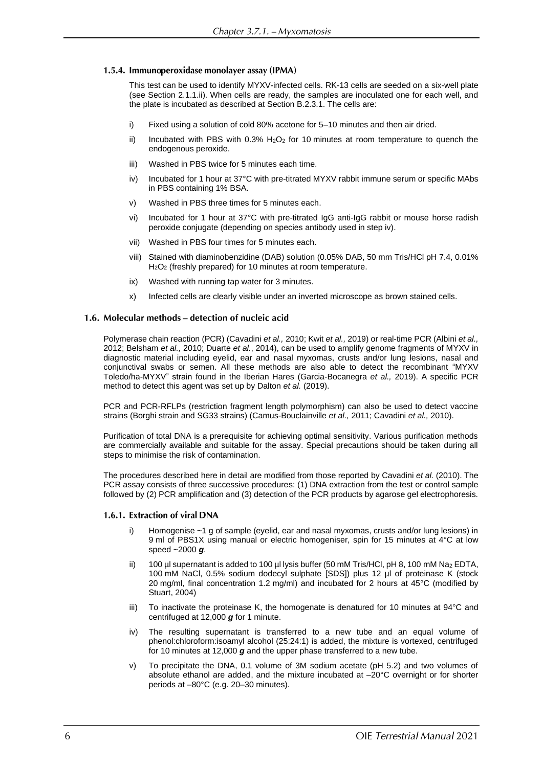### 1.5.4. Immunoperoxidase monolayer assay (IPMA)

This test can be used to identify MYXV-infected cells. RK-13 cells are seeded on a six-well plate (see Section 2.1.1.ii). When cells are ready, the samples are inoculated one for each well, and the plate is incubated as described at Section B.2.3.1. The cells are:

i) Fixed using a solution of cold 80% acetone for 5–10 minutes and then air dried.

ii) Incubated with PBS with 0.3% $H_2O_2$ for 10 minutes at room temperature to quench the endogenous peroxide.

iii) Washed in PBS twice for 5 minutes each time.

iv) Incubated for 1 hour at 37°C with pre-titrated MYXV rabbit immune serum or specific MAbs in PBS containing 1% BSA.

v) Washed in PBS three times for 5 minutes each.

vi) Incubated for 1 hour at 37°C with pre-titrated IgG anti-IgG rabbit or mouse horse radish peroxide conjugate (depending on species antibody used in step iv).

vii) Washed in PBS four times for 5 minutes each.

viii) Stained with diaminobenzidine (DAB) solution (0.05% DAB, 50 mm Tris/HCl pH 7.4, 0.01% $H_2O_2$ (freshly prepared) for 10 minutes at room temperature.

ix) Washed with running tap water for 3 minutes.

x) Infected cells are clearly visible under an inverted microscope as brown stained cells.

## 1.6. Molecular methods – detection of nucleic acid

Polymerase chain reaction (PCR) (Cavadini *et al.,* 2010; Kwit *et al.,* 2019) or real-time PCR (Albini *et al.,* 2012; Belsham *et al.,* 2010; Duarte *et al.*, 2014), can be used to amplify genome fragments of MYXV in diagnostic material including eyelid, ear and nasal myxomas, crusts and/or lung lesions, nasal and conjunctival swabs or semen. All these methods are also able to detect the recombinant "MYXV Toledo/ha-MYXV" strain found in the Iberian Hares (Garcia-Bocanegra *et al.,* 2019). A specific PCR method to detect this agent was set up by Dalton *et al.* (2019).

PCR and PCR-RFLPs (restriction fragment length polymorphism) can also be used to detect vaccine strains (Borghi strain and SG33 strains) (Camus-Bouclainville *et al.,* 2011; Cavadini *et al.,* 2010).

Purification of total DNA is a prerequisite for achieving optimal sensitivity. Various purification methods are commercially available and suitable for the assay. Special precautions should be taken during all steps to minimise the risk of contamination.

The procedures described here in detail are modified from those reported by Cavadini *et al.* (2010). The PCR assay consists of three successive procedures: (1) DNA extraction from the test or control sample followed by (2) PCR amplification and (3) detection of the PCR products by agarose gel electrophoresis.

### 1.6.1. Extraction of viral DNA

i) Homogenise ~1 g of sample (eyelid, ear and nasal myxomas, crusts and/or lung lesions) in 9 ml of PBS1X using manual or electric homogeniser, spin for 15 minutes at 4°C at low speed ~2000 ***g***.

ii) 100 µl supernatant is added to 100 µl lysis buffer (50 mM Tris/HCl, pH 8, 100 mM $Na_2$ EDTA, 100 mM NaCl, 0.5% sodium dodecyl sulphate [SDS]) plus 12 µl of proteinase K (stock 20 mg/ml, final concentration 1.2 mg/ml) and incubated for 2 hours at 45°C (modified by Stuart, 2004)

iii) To inactivate the proteinase K, the homogenate is denatured for 10 minutes at 94°C and centrifuged at 12,000 ***g*** for 1 minute.

iv) The resulting supernatant is transferred to a new tube and an equal volume of phenol:chloroform:isoamyl alcohol (25:24:1) is added, the mixture is vortexed, centrifuged for 10 minutes at 12,000 ***g*** and the upper phase transferred to a new tube.

v) To precipitate the DNA, 0.1 volume of 3M sodium acetate (pH 5.2) and two volumes of absolute ethanol are added, and the mixture incubated at –20°C overnight or for shorter periods at –80°C (e.g. 20–30 minutes).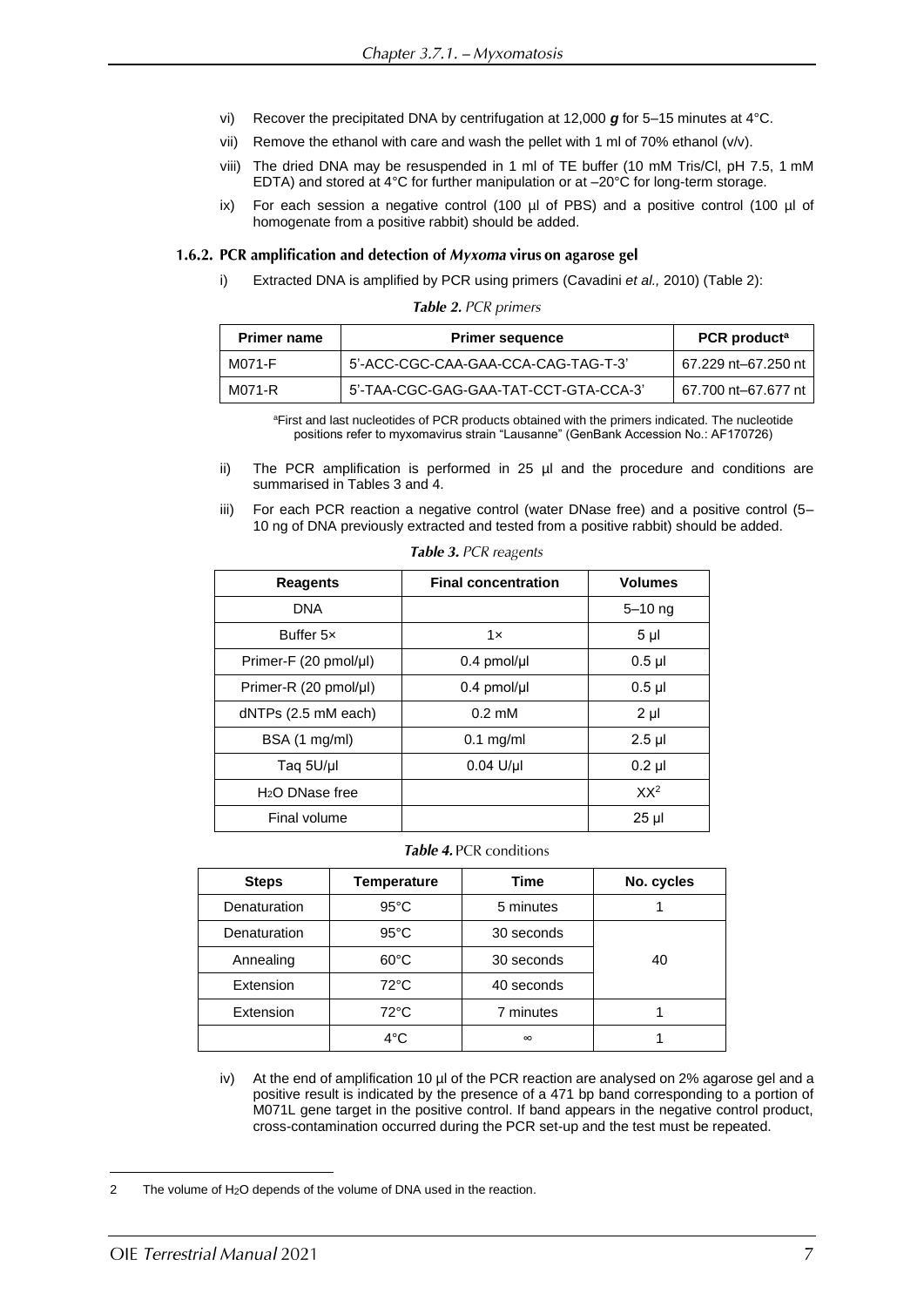vi) Recover the precipitated DNA by centrifugation at 12,000 ***g*** for 5–15 minutes at 4°C.

vii) Remove the ethanol with care and wash the pellet with 1 ml of 70% ethanol (v/v).

viii) The dried DNA may be resuspended in 1 ml of TE buffer (10 mM Tris/Cl, pH 7.5, 1 mM EDTA) and stored at 4°C for further manipulation or at –20°C for long-term storage.

ix) For each session a negative control (100 µl of PBS) and a positive control (100 µl of homogenate from a positive rabbit) should be added.

### 1.6.2. PCR amplification and detection of *Myxoma* virus on agarose gel

i) Extracted DNA is amplified by PCR using primers (Cavadini *et al.,* 2010) (Table 2):

***Table 2.*** *PCR primers*

| Primer name | Primer sequence | PCR product[a] |
|---|---|---|
| M071-F | 5'-ACC-CGC-CAA-GAA-CCA-CAG-TAG-T-3' | 67.229 nt–67.250 nt |
| M071-R | 5'-TAA-CGC-GAG-GAA-TAT-CCT-GTA-CCA-3' | 67.700 nt–67.677 nt |

[a]First and last nucleotides of PCR products obtained with the primers indicated. The nucleotide positions refer to myxomavirus strain "Lausanne" (GenBank Accession No.: AF170726)

ii) The PCR amplification is performed in 25 µl and the procedure and conditions are summarised in Tables 3 and 4.

iii) For each PCR reaction a negative control (water DNase free) and a positive control (5–10 ng of DNA previously extracted and tested from a positive rabbit) should be added.

***Table 3.*** *PCR reagents*

| Reagents | Final concentration | Volumes |
|---|---|---|
| DNA | | 5–10 ng |
| Buffer 5× | 1× | 5 µl |
| Primer-F (20 pmol/µl) | 0.4 pmol/µl | 0.5 µl |
| Primer-R (20 pmol/µl) | 0.4 pmol/µl | 0.5 µl |
| dNTPs (2.5 mM each) | 0.2 mM | 2 µl |
| BSA (1 mg/ml) | 0.1 mg/ml | 2.5 µl |
| Taq 5U/µl | 0.04 U/µl | 0.2 µl |
| $H_2O$ DNase free | | XX[2] |
| Final volume | | 25 µl |

***Table 4.*** PCR conditions

| Steps | Temperature | Time | No. cycles |
|---|---|---|---|
| Denaturation | 95°C | 5 minutes | 1 |
| Denaturation | 95°C | 30 seconds | 40 |
| Annealing | 60°C | 30 seconds | |
| Extension | 72°C | 40 seconds | |
| Extension | 72°C | 7 minutes | 1 |
| | 4°C | ∞ | 1 |

iv) At the end of amplification 10 µl of the PCR reaction are analysed on 2% agarose gel and a positive result is indicated by the presence of a 471 bp band corresponding to a portion of M071L gene target in the positive control. If band appears in the negative control product, cross-contamination occurred during the PCR set-up and the test must be repeated.

2 The volume of $H_2O$ depends of the volume of DNA used in the reaction.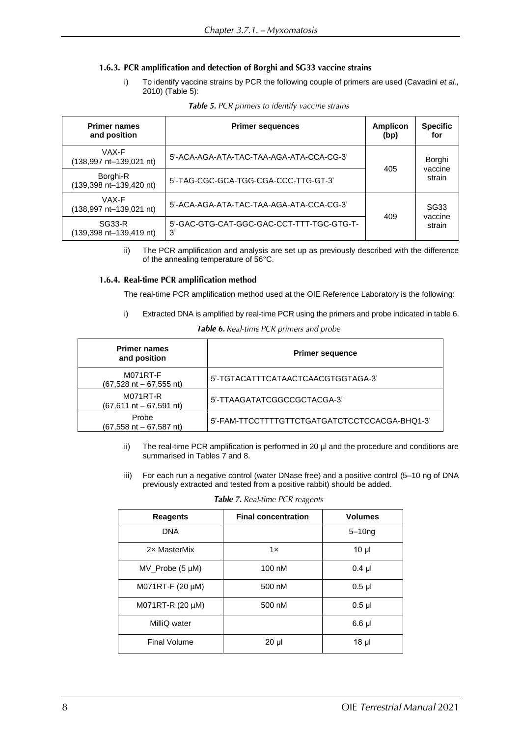### 1.6.3. PCR amplification and detection of Borghi and SG33 vaccine strains

i) To identify vaccine strains by PCR the following couple of primers are used (Cavadini *et al.,* 2010) (Table 5):

***Table 5.*** *PCR primers to identify vaccine strains*

| Primer names and position | Primer sequences | Amplicon (bp) | Specific for |
|---|---|---|---|
| VAX-F (138,997 nt–139,021 nt) | 5'-ACA-AGA-ATA-TAC-TAA-AGA-ATA-CCA-CG-3' | 405 | Borghi vaccine strain |
| Borghi-R (139,398 nt–139,420 nt) | 5'-TAG-CGC-GCA-TGG-CGA-CCC-TTG-GT-3' | | |
| VAX-F (138,997 nt–139,021 nt) | 5'-ACA-AGA-ATA-TAC-TAA-AGA-ATA-CCA-CG-3' | 409 | SG33 vaccine strain |
| SG33-R (139,398 nt–139,419 nt) | 5'-GAC-GTG-CAT-GGC-GAC-CCT-TTT-TGC-GTG-T-3' | | |

ii) The PCR amplification and analysis are set up as previously described with the difference of the annealing temperature of 56°C.

### 1.6.4. Real-time PCR amplification method

The real-time PCR amplification method used at the OIE Reference Laboratory is the following:

i) Extracted DNA is amplified by real-time PCR using the primers and probe indicated in table 6.

***Table 6.*** *Real-time PCR primers and probe*

| Primer names and position | Primer sequence |
|---|---|
| M071RT-F (67,528 nt – 67,555 nt) | 5'-TGTACATTTCATAACTCAACGTGGTAGA-3' |
| M071RT-R (67,611 nt – 67,591 nt) | 5'-TTAAGATATCGGCCGCTACGA-3' |
| Probe (67,558 nt – 67,587 nt) | 5'-FAM-TTCCTTTTGTTCTGATGATCTCCTCCACGA-BHQ1-3' |

ii) The real-time PCR amplification is performed in 20 µl and the procedure and conditions are summarised in Tables 7 and 8.

iii) For each run a negative control (water DNase free) and a positive control (5–10 ng of DNA previously extracted and tested from a positive rabbit) should be added.

***Table 7.*** *Real-time PCR reagents*

| Reagents | Final concentration | Volumes |
|---|---|---|
| DNA | | 5–10ng |
| 2× MasterMix | 1× | 10 µl |
| MV_Probe (5 µM) | 100 nM | 0.4 µl |
| M071RT-F (20 µM) | 500 nM | 0.5 µl |
| M071RT-R (20 µM) | 500 nM | 0.5 µl |
| MilliQ water | | 6.6 µl |
| Final Volume | 20 µl | 18 µl |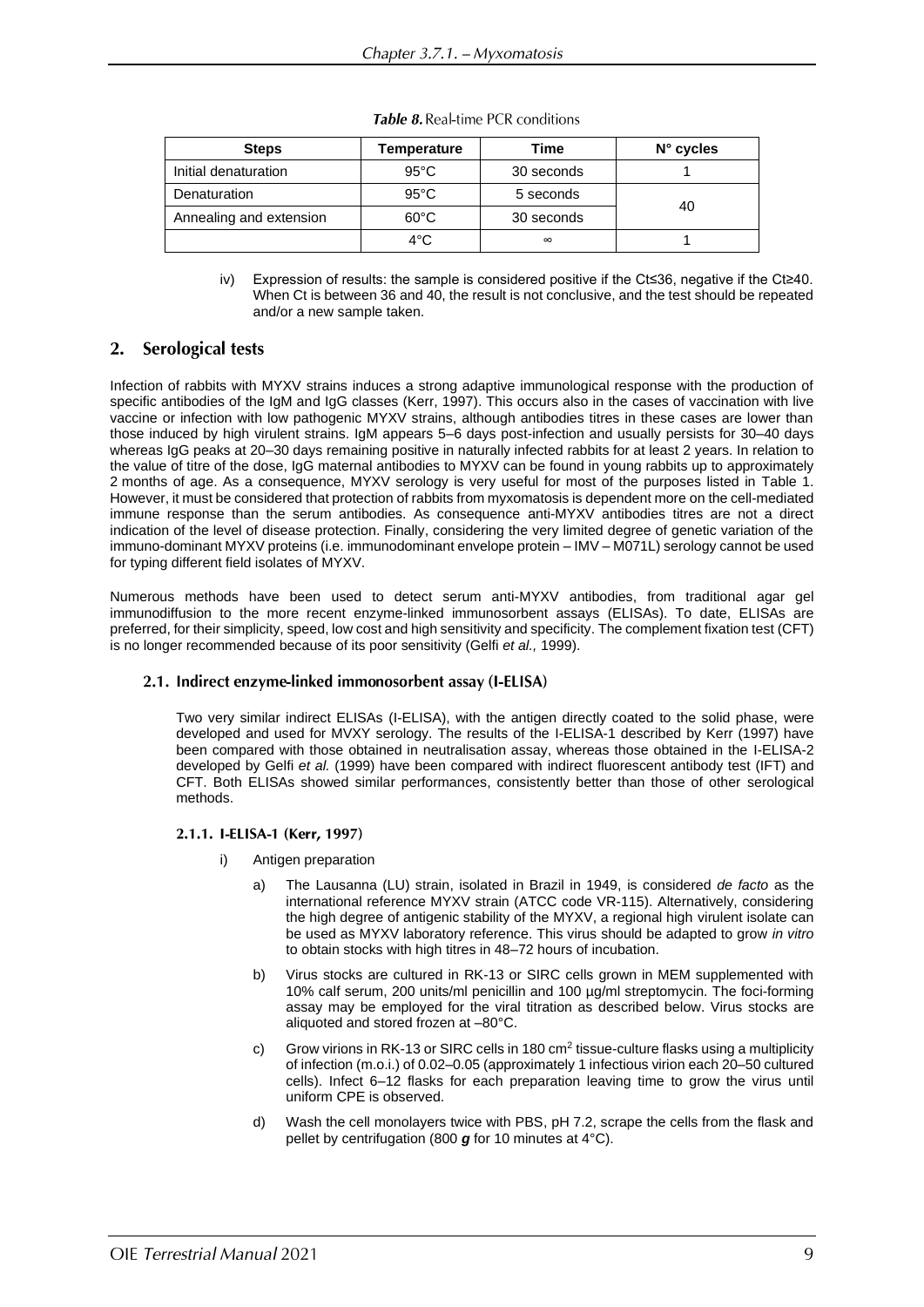***Table 8.*** Real-time PCR conditions

| Steps | Temperature | Time | N° cycles |
|---|---|---|---|
| Initial denaturation | 95°C | 30 seconds | 1 |
| Denaturation | 95°C | 5 seconds | 40 |
| Annealing and extension | 60°C | 30 seconds | |
| | 4°C | ∞ | 1 |

iv) Expression of results: the sample is considered positive if the Ct≤36, negative if the Ct≥40. When Ct is between 36 and 40, the result is not conclusive, and the test should be repeated and/or a new sample taken.

## 2. Serological tests

Infection of rabbits with MYXV strains induces a strong adaptive immunological response with the production of specific antibodies of the IgM and IgG classes (Kerr, 1997). This occurs also in the cases of vaccination with live vaccine or infection with low pathogenic MYXV strains, although antibodies titres in these cases are lower than those induced by high virulent strains. IgM appears 5–6 days post-infection and usually persists for 30–40 days whereas IgG peaks at 20–30 days remaining positive in naturally infected rabbits for at least 2 years. In relation to the value of titre of the dose, IgG maternal antibodies to MYXV can be found in young rabbits up to approximately 2 months of age. As a consequence, MYXV serology is very useful for most of the purposes listed in Table 1. However, it must be considered that protection of rabbits from myxomatosis is dependent more on the cell-mediated immune response than the serum antibodies. As consequence anti-MYXV antibodies titres are not a direct indication of the level of disease protection. Finally, considering the very limited degree of genetic variation of the immuno-dominant MYXV proteins (i.e. immunodominant envelope protein – IMV – M071L) serology cannot be used for typing different field isolates of MYXV.

Numerous methods have been used to detect serum anti-MYXV antibodies, from traditional agar gel immunodiffusion to the more recent enzyme-linked immunosorbent assays (ELISAs). To date, ELISAs are preferred, for their simplicity, speed, low cost and high sensitivity and specificity. The complement fixation test (CFT) is no longer recommended because of its poor sensitivity (Gelfi *et al.,* 1999).

### 2.1. Indirect enzyme-linked immonosorbent assay (I-ELISA)

Two very similar indirect ELISAs (I-ELISA), with the antigen directly coated to the solid phase, were developed and used for MVXY serology. The results of the I-ELISA-1 described by Kerr (1997) have been compared with those obtained in neutralisation assay, whereas those obtained in the I-ELISA-2 developed by Gelfi *et al.* (1999) have been compared with indirect fluorescent antibody test (IFT) and CFT. Both ELISAs showed similar performances, consistently better than those of other serological methods.

#### 2.1.1. I-ELISA-1 (Kerr, 1997)

i) Antigen preparation

a) The Lausanna (LU) strain, isolated in Brazil in 1949, is considered *de facto* as the international reference MYXV strain (ATCC code VR-115). Alternatively, considering the high degree of antigenic stability of the MYXV, a regional high virulent isolate can be used as MYXV laboratory reference. This virus should be adapted to grow *in vitro* to obtain stocks with high titres in 48–72 hours of incubation.

b) Virus stocks are cultured in RK-13 or SIRC cells grown in MEM supplemented with 10% calf serum, 200 units/ml penicillin and 100 µg/ml streptomycin. The foci-forming assay may be employed for the viral titration as described below. Virus stocks are aliquoted and stored frozen at –80°C.

c) Grow virions in RK-13 or SIRC cells in 180 $cm^2$ tissue-culture flasks using a multiplicity of infection (m.o.i.) of 0.02–0.05 (approximately 1 infectious virion each 20–50 cultured cells). Infect 6–12 flasks for each preparation leaving time to grow the virus until uniform CPE is observed.

d) Wash the cell monolayers twice with PBS, pH 7.2, scrape the cells from the flask and pellet by centrifugation (800 ***g*** for 10 minutes at 4°C).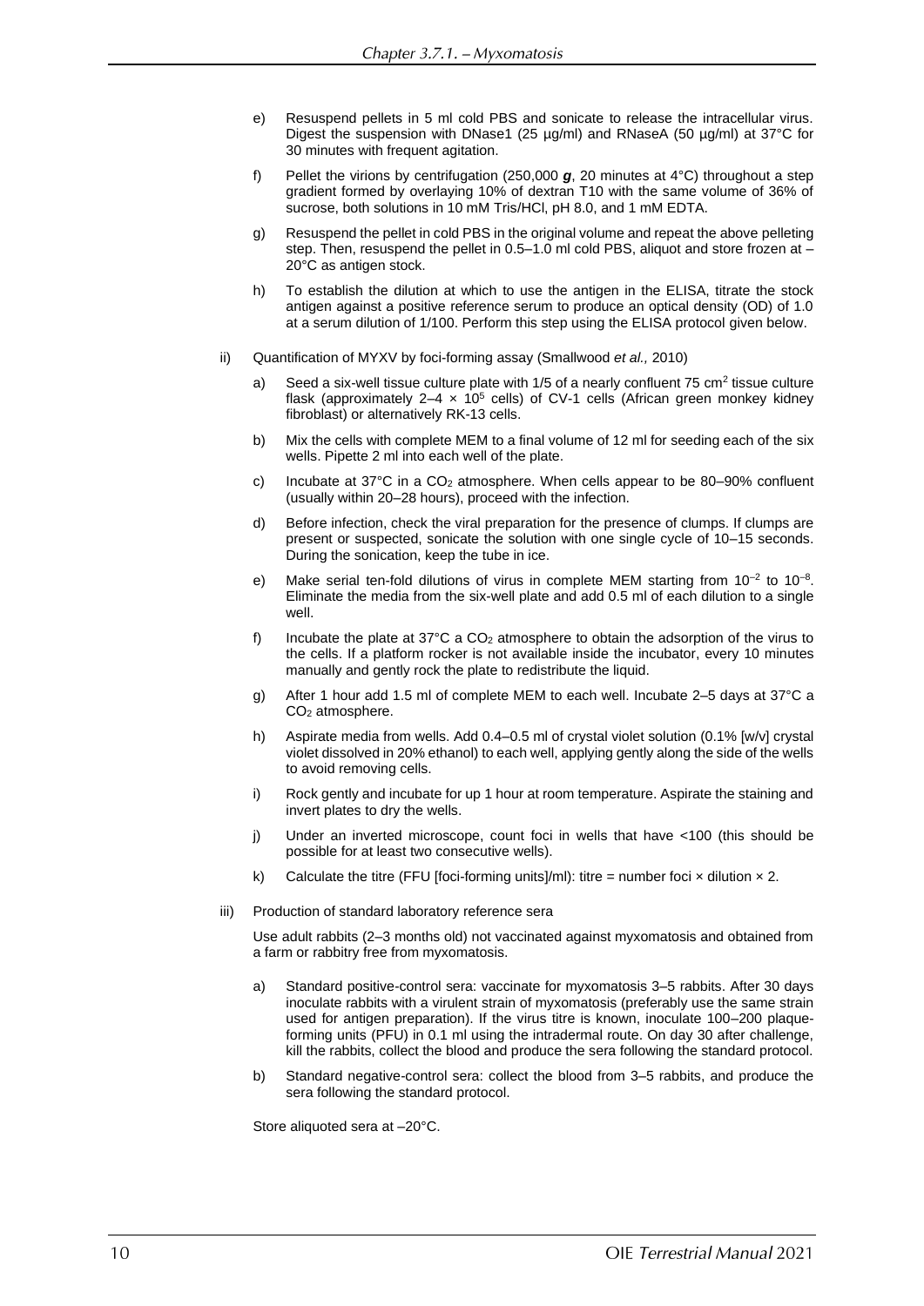e) Resuspend pellets in 5 ml cold PBS and sonicate to release the intracellular virus. Digest the suspension with DNase1 (25 µg/ml) and RNaseA (50 µg/ml) at 37°C for 30 minutes with frequent agitation.

f) Pellet the virions by centrifugation (250,000 ***g***, 20 minutes at 4°C) throughout a step gradient formed by overlaying 10% of dextran T10 with the same volume of 36% of sucrose, both solutions in 10 mM Tris/HCl, pH 8.0, and 1 mM EDTA.

g) Resuspend the pellet in cold PBS in the original volume and repeat the above pelleting step. Then, resuspend the pellet in 0.5–1.0 ml cold PBS, aliquot and store frozen at –20°C as antigen stock.

h) To establish the dilution at which to use the antigen in the ELISA, titrate the stock antigen against a positive reference serum to produce an optical density (OD) of 1.0 at a serum dilution of 1/100. Perform this step using the ELISA protocol given below.

ii) Quantification of MYXV by foci-forming assay (Smallwood *et al.,* 2010)

a) Seed a six-well tissue culture plate with 1/5 of a nearly confluent 75 cm$^2$ tissue culture flask (approximately $2–4 \times 10^5$ cells) of CV-1 cells (African green monkey kidney fibroblast) or alternatively RK-13 cells.

b) Mix the cells with complete MEM to a final volume of 12 ml for seeding each of the six wells. Pipette 2 ml into each well of the plate.

c) Incubate at 37°C in a $CO_2$ atmosphere. When cells appear to be 80–90% confluent (usually within 20–28 hours), proceed with the infection.

d) Before infection, check the viral preparation for the presence of clumps. If clumps are present or suspected, sonicate the solution with one single cycle of 10–15 seconds. During the sonication, keep the tube in ice.

e) Make serial ten-fold dilutions of virus in complete MEM starting from $10^{-2}$ to $10^{-8}$. Eliminate the media from the six-well plate and add 0.5 ml of each dilution to a single well.

f) Incubate the plate at 37°C a $CO_2$ atmosphere to obtain the adsorption of the virus to the cells. If a platform rocker is not available inside the incubator, every 10 minutes manually and gently rock the plate to redistribute the liquid.

g) After 1 hour add 1.5 ml of complete MEM to each well. Incubate 2–5 days at 37°C a $CO_2$ atmosphere.

h) Aspirate media from wells. Add 0.4–0.5 ml of crystal violet solution (0.1% [w/v] crystal violet dissolved in 20% ethanol) to each well, applying gently along the side of the wells to avoid removing cells.

i) Rock gently and incubate for up 1 hour at room temperature. Aspirate the staining and invert plates to dry the wells.

j) Under an inverted microscope, count foci in wells that have <100 (this should be possible for at least two consecutive wells).

k) Calculate the titre (FFU [foci-forming units]/ml): titre = number foci × dilution × 2.

iii) Production of standard laboratory reference sera

Use adult rabbits (2–3 months old) not vaccinated against myxomatosis and obtained from a farm or rabbitry free from myxomatosis.

a) Standard positive-control sera: vaccinate for myxomatosis 3–5 rabbits. After 30 days inoculate rabbits with a virulent strain of myxomatosis (preferably use the same strain used for antigen preparation). If the virus titre is known, inoculate 100–200 plaque-forming units (PFU) in 0.1 ml using the intradermal route. On day 30 after challenge, kill the rabbits, collect the blood and produce the sera following the standard protocol.

b) Standard negative-control sera: collect the blood from 3–5 rabbits, and produce the sera following the standard protocol.

Store aliquoted sera at –20°C.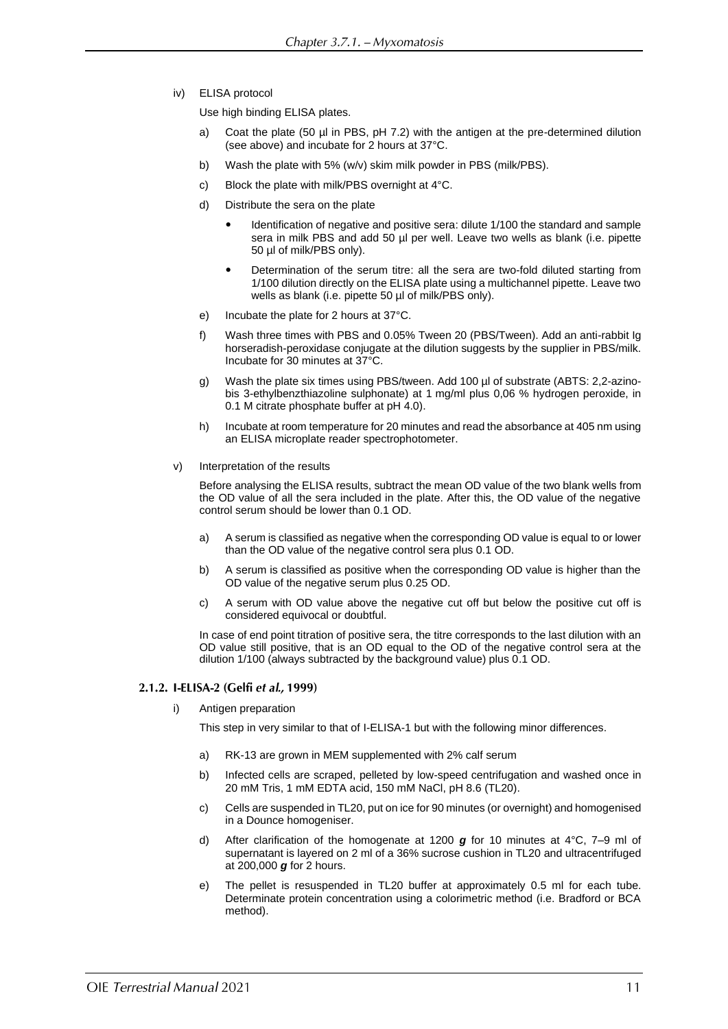iv) ELISA protocol

Use high binding ELISA plates.

a) Coat the plate (50 µl in PBS, pH 7.2) with the antigen at the pre-determined dilution (see above) and incubate for 2 hours at 37°C.

b) Wash the plate with 5% (w/v) skim milk powder in PBS (milk/PBS).

c) Block the plate with milk/PBS overnight at 4°C.

d) Distribute the sera on the plate

- Identification of negative and positive sera: dilute 1/100 the standard and sample sera in milk PBS and add 50 µl per well. Leave two wells as blank (i.e. pipette 50 µl of milk/PBS only).
- Determination of the serum titre: all the sera are two-fold diluted starting from 1/100 dilution directly on the ELISA plate using a multichannel pipette. Leave two wells as blank (i.e. pipette 50 µl of milk/PBS only).

e) Incubate the plate for 2 hours at 37°C.

f) Wash three times with PBS and 0.05% Tween 20 (PBS/Tween). Add an anti-rabbit Ig horseradish-peroxidase conjugate at the dilution suggests by the supplier in PBS/milk. Incubate for 30 minutes at 37°C.

g) Wash the plate six times using PBS/tween. Add 100 µl of substrate (ABTS: 2,2-azino-bis 3-ethylbenzthiazoline sulphonate) at 1 mg/ml plus 0,06 % hydrogen peroxide, in 0.1 M citrate phosphate buffer at pH 4.0).

h) Incubate at room temperature for 20 minutes and read the absorbance at 405 nm using an ELISA microplate reader spectrophotometer.

v) Interpretation of the results

Before analysing the ELISA results, subtract the mean OD value of the two blank wells from the OD value of all the sera included in the plate. After this, the OD value of the negative control serum should be lower than 0.1 OD.

a) A serum is classified as negative when the corresponding OD value is equal to or lower than the OD value of the negative control sera plus 0.1 OD.

b) A serum is classified as positive when the corresponding OD value is higher than the OD value of the negative serum plus 0.25 OD.

c) A serum with OD value above the negative cut off but below the positive cut off is considered equivocal or doubtful.

In case of end point titration of positive sera, the titre corresponds to the last dilution with an OD value still positive, that is an OD equal to the OD of the negative control sera at the dilution 1/100 (always subtracted by the background value) plus 0.1 OD.

#### 2.1.2. I-ELISA-2 (Gelfi *et al.*, 1999)

i) Antigen preparation

This step in very similar to that of I-ELISA-1 but with the following minor differences.

a) RK-13 are grown in MEM supplemented with 2% calf serum

b) Infected cells are scraped, pelleted by low-speed centrifugation and washed once in 20 mM Tris, 1 mM EDTA acid, 150 mM NaCl, pH 8.6 (TL20).

c) Cells are suspended in TL20, put on ice for 90 minutes (or overnight) and homogenised in a Dounce homogeniser.

d) After clarification of the homogenate at 1200 ***g*** for 10 minutes at 4°C, 7–9 ml of supernatant is layered on 2 ml of a 36% sucrose cushion in TL20 and ultracentrifuged at 200,000 ***g*** for 2 hours.

e) The pellet is resuspended in TL20 buffer at approximately 0.5 ml for each tube. Determinate protein concentration using a colorimetric method (i.e. Bradford or BCA method).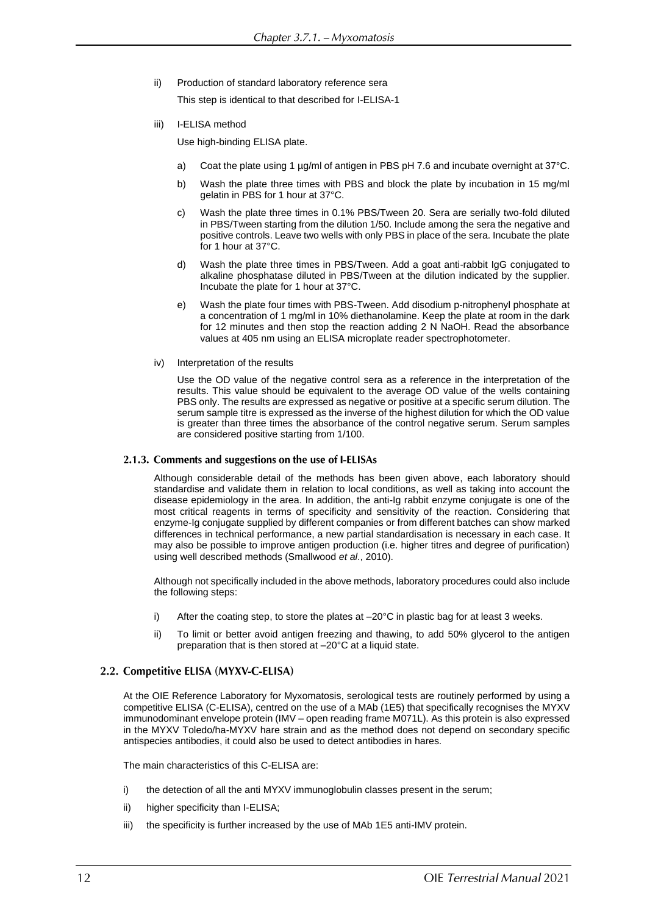ii) Production of standard laboratory reference sera

This step is identical to that described for I-ELISA-1

iii) I-ELISA method

Use high-binding ELISA plate.

a) Coat the plate using 1 µg/ml of antigen in PBS pH 7.6 and incubate overnight at 37°C.

b) Wash the plate three times with PBS and block the plate by incubation in 15 mg/ml gelatin in PBS for 1 hour at 37°C.

c) Wash the plate three times in 0.1% PBS/Tween 20. Sera are serially two-fold diluted in PBS/Tween starting from the dilution 1/50. Include among the sera the negative and positive controls. Leave two wells with only PBS in place of the sera. Incubate the plate for 1 hour at 37°C.

d) Wash the plate three times in PBS/Tween. Add a goat anti-rabbit IgG conjugated to alkaline phosphatase diluted in PBS/Tween at the dilution indicated by the supplier. Incubate the plate for 1 hour at 37°C.

e) Wash the plate four times with PBS-Tween. Add disodium p-nitrophenyl phosphate at a concentration of 1 mg/ml in 10% diethanolamine. Keep the plate at room in the dark for 12 minutes and then stop the reaction adding 2 N NaOH. Read the absorbance values at 405 nm using an ELISA microplate reader spectrophotometer.

iv) Interpretation of the results

Use the OD value of the negative control sera as a reference in the interpretation of the results. This value should be equivalent to the average OD value of the wells containing PBS only. The results are expressed as negative or positive at a specific serum dilution. The serum sample titre is expressed as the inverse of the highest dilution for which the OD value is greater than three times the absorbance of the control negative serum. Serum samples are considered positive starting from 1/100.

### 2.1.3. Comments and suggestions on the use of I-ELISAs

Although considerable detail of the methods has been given above, each laboratory should standardise and validate them in relation to local conditions, as well as taking into account the disease epidemiology in the area. In addition, the anti-Ig rabbit enzyme conjugate is one of the most critical reagents in terms of specificity and sensitivity of the reaction. Considering that enzyme-Ig conjugate supplied by different companies or from different batches can show marked differences in technical performance, a new partial standardisation is necessary in each case. It may also be possible to improve antigen production (i.e. higher titres and degree of purification) using well described methods (Smallwood *et al*., 2010).

Although not specifically included in the above methods, laboratory procedures could also include the following steps:

i) After the coating step, to store the plates at –20°C in plastic bag for at least 3 weeks.

ii) To limit or better avoid antigen freezing and thawing, to add 50% glycerol to the antigen preparation that is then stored at –20°C at a liquid state.

## 2.2. Competitive ELISA (MYXV-C-ELISA)

At the OIE Reference Laboratory for Myxomatosis, serological tests are routinely performed by using a competitive ELISA (C-ELISA), centred on the use of a MAb (1E5) that specifically recognises the MYXV immunodominant envelope protein (IMV – open reading frame M071L). As this protein is also expressed in the MYXV Toledo/ha-MYXV hare strain and as the method does not depend on secondary specific antispecies antibodies, it could also be used to detect antibodies in hares.

The main characteristics of this C-ELISA are:

i) the detection of all the anti MYXV immunoglobulin classes present in the serum;

ii) higher specificity than I-ELISA;

iii) the specificity is further increased by the use of MAb 1E5 anti-IMV protein.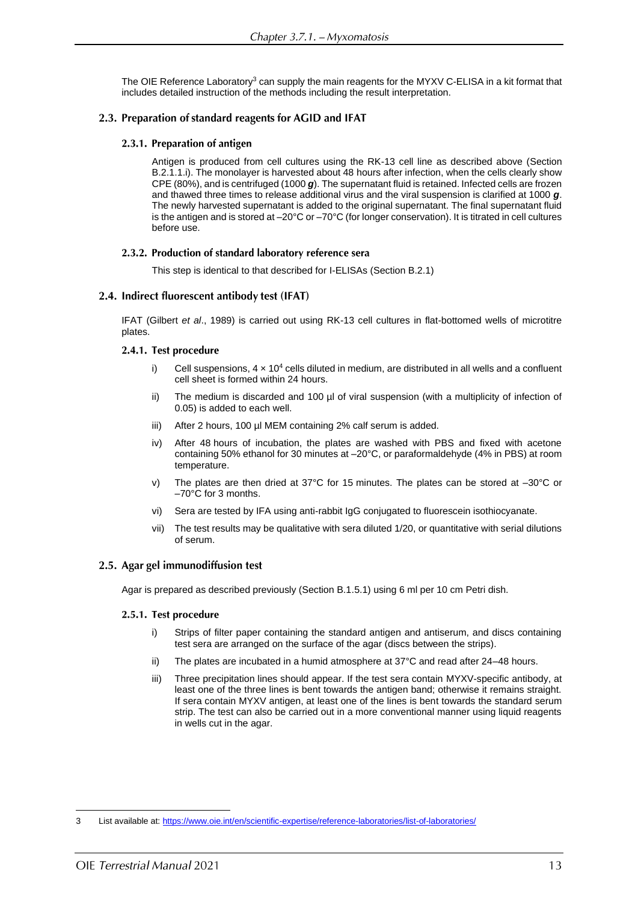The OIE Reference Laboratory[3] can supply the main reagents for the MYXV C-ELISA in a kit format that includes detailed instruction of the methods including the result interpretation.

### 2.3. Preparation of standard reagents for AGID and IFAT

#### 2.3.1. Preparation of antigen

Antigen is produced from cell cultures using the RK-13 cell line as described above (Section B.2.1.1.i). The monolayer is harvested about 48 hours after infection, when the cells clearly show CPE (80%), and is centrifuged (1000 ***g***). The supernatant fluid is retained. Infected cells are frozen and thawed three times to release additional virus and the viral suspension is clarified at 1000 ***g***. The newly harvested supernatant is added to the original supernatant. The final supernatant fluid is the antigen and is stored at –20°C or –70°C (for longer conservation). It is titrated in cell cultures before use.

#### 2.3.2. Production of standard laboratory reference sera

This step is identical to that described for I-ELISAs (Section B.2.1)

### 2.4. Indirect fluorescent antibody test (IFAT)

IFAT (Gilbert *et al*., 1989) is carried out using RK-13 cell cultures in flat-bottomed wells of microtitre plates.

#### 2.4.1. Test procedure

i) Cell suspensions, $4 \times 10^4$ cells diluted in medium, are distributed in all wells and a confluent cell sheet is formed within 24 hours.

ii) The medium is discarded and 100 µl of viral suspension (with a multiplicity of infection of 0.05) is added to each well.

iii) After 2 hours, 100 µl MEM containing 2% calf serum is added.

iv) After 48 hours of incubation, the plates are washed with PBS and fixed with acetone containing 50% ethanol for 30 minutes at –20°C, or paraformaldehyde (4% in PBS) at room temperature.

v) The plates are then dried at 37°C for 15 minutes. The plates can be stored at –30°C or –70°C for 3 months.

vi) Sera are tested by IFA using anti-rabbit IgG conjugated to fluorescein isothiocyanate.

vii) The test results may be qualitative with sera diluted 1/20, or quantitative with serial dilutions of serum.

### 2.5. Agar gel immunodiffusion test

Agar is prepared as described previously (Section B.1.5.1) using 6 ml per 10 cm Petri dish.

#### 2.5.1. Test procedure

i) Strips of filter paper containing the standard antigen and antiserum, and discs containing test sera are arranged on the surface of the agar (discs between the strips).

ii) The plates are incubated in a humid atmosphere at 37°C and read after 24–48 hours.

iii) Three precipitation lines should appear. If the test sera contain MYXV-specific antibody, at least one of the three lines is bent towards the antigen band; otherwise it remains straight. If sera contain MYXV antigen, at least one of the lines is bent towards the standard serum strip. The test can also be carried out in a more conventional manner using liquid reagents in wells cut in the agar.

---

3 List available at: https://www.oie.int/en/scientific-expertise/reference-laboratories/list-of-laboratories/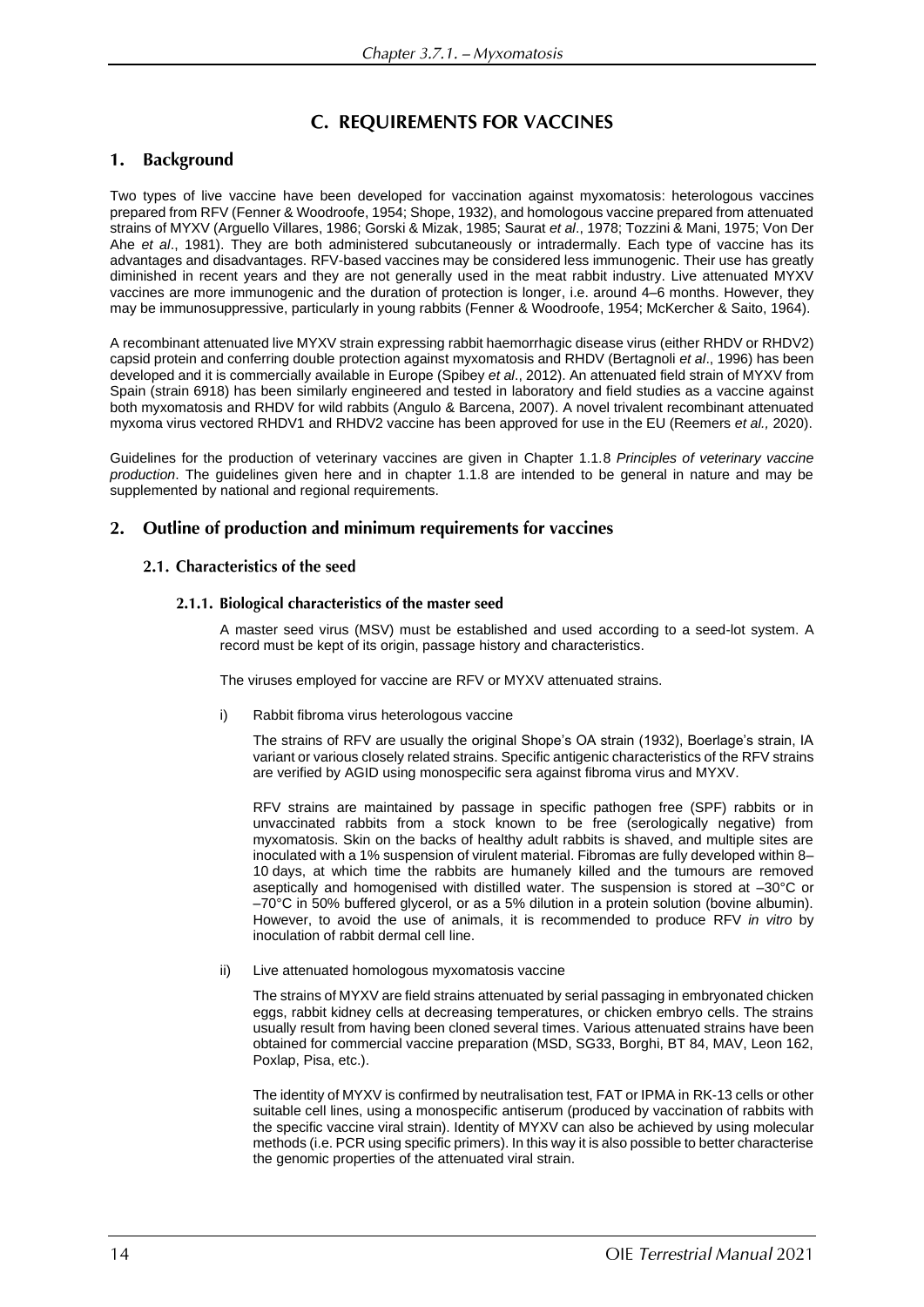# C. REQUIREMENTS FOR VACCINES

## 1. Background

Two types of live vaccine have been developed for vaccination against myxomatosis: heterologous vaccines prepared from RFV (Fenner & Woodroofe, 1954; Shope, 1932), and homologous vaccine prepared from attenuated strains of MYXV (Arguello Villares, 1986; Gorski & Mizak, 1985; Saurat *et al*., 1978; Tozzini & Mani, 1975; Von Der Ahe *et al*., 1981). They are both administered subcutaneously or intradermally. Each type of vaccine has its advantages and disadvantages. RFV-based vaccines may be considered less immunogenic. Their use has greatly diminished in recent years and they are not generally used in the meat rabbit industry. Live attenuated MYXV vaccines are more immunogenic and the duration of protection is longer, i.e. around 4–6 months. However, they may be immunosuppressive, particularly in young rabbits (Fenner & Woodroofe, 1954; McKercher & Saito, 1964).

A recombinant attenuated live MYXV strain expressing rabbit haemorrhagic disease virus (either RHDV or RHDV2) capsid protein and conferring double protection against myxomatosis and RHDV (Bertagnoli *et al*., 1996) has been developed and it is commercially available in Europe (Spibey *et al*., 2012). An attenuated field strain of MYXV from Spain (strain 6918) has been similarly engineered and tested in laboratory and field studies as a vaccine against both myxomatosis and RHDV for wild rabbits (Angulo & Barcena, 2007). A novel trivalent recombinant attenuated myxoma virus vectored RHDV1 and RHDV2 vaccine has been approved for use in the EU (Reemers *et al.,* 2020).

Guidelines for the production of veterinary vaccines are given in Chapter 1.1.8 *Principles of veterinary vaccine production*. The guidelines given here and in chapter 1.1.8 are intended to be general in nature and may be supplemented by national and regional requirements.

## 2. Outline of production and minimum requirements for vaccines

### 2.1. Characteristics of the seed

#### 2.1.1. Biological characteristics of the master seed

A master seed virus (MSV) must be established and used according to a seed-lot system. A record must be kept of its origin, passage history and characteristics.

The viruses employed for vaccine are RFV or MYXV attenuated strains.

i) Rabbit fibroma virus heterologous vaccine

The strains of RFV are usually the original Shope's OA strain (1932), Boerlage's strain, IA variant or various closely related strains. Specific antigenic characteristics of the RFV strains are verified by AGID using monospecific sera against fibroma virus and MYXV.

RFV strains are maintained by passage in specific pathogen free (SPF) rabbits or in unvaccinated rabbits from a stock known to be free (serologically negative) from myxomatosis. Skin on the backs of healthy adult rabbits is shaved, and multiple sites are inoculated with a 1% suspension of virulent material. Fibromas are fully developed within 8–10 days, at which time the rabbits are humanely killed and the tumours are removed aseptically and homogenised with distilled water. The suspension is stored at –30°C or –70°C in 50% buffered glycerol, or as a 5% dilution in a protein solution (bovine albumin). However, to avoid the use of animals, it is recommended to produce RFV *in vitro* by inoculation of rabbit dermal cell line.

ii) Live attenuated homologous myxomatosis vaccine

The strains of MYXV are field strains attenuated by serial passaging in embryonated chicken eggs, rabbit kidney cells at decreasing temperatures, or chicken embryo cells. The strains usually result from having been cloned several times. Various attenuated strains have been obtained for commercial vaccine preparation (MSD, SG33, Borghi, BT 84, MAV, Leon 162, Poxlap, Pisa, etc.).

The identity of MYXV is confirmed by neutralisation test, FAT or IPMA in RK-13 cells or other suitable cell lines, using a monospecific antiserum (produced by vaccination of rabbits with the specific vaccine viral strain). Identity of MYXV can also be achieved by using molecular methods (i.e. PCR using specific primers). In this way it is also possible to better characterise the genomic properties of the attenuated viral strain.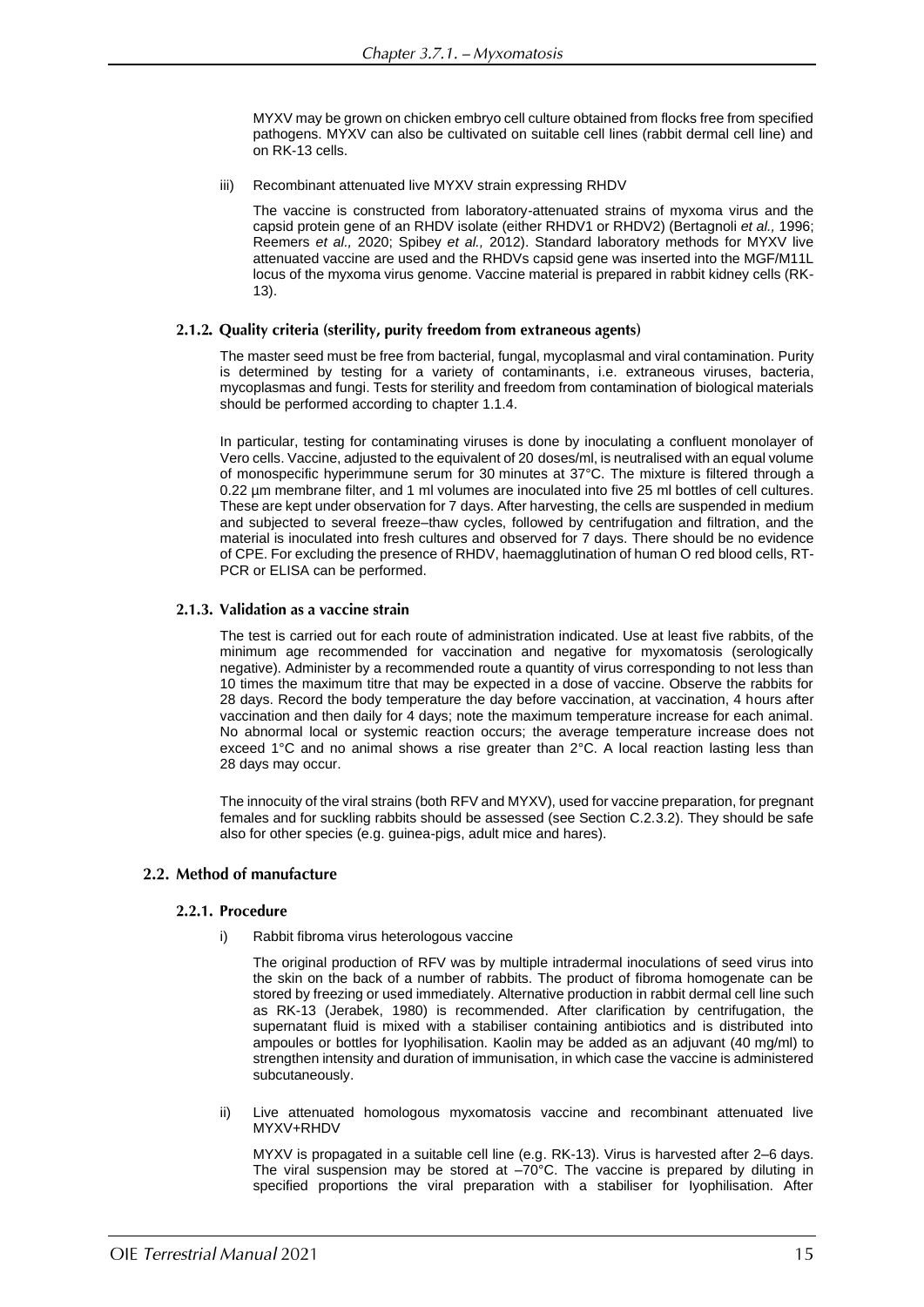MYXV may be grown on chicken embryo cell culture obtained from flocks free from specified pathogens. MYXV can also be cultivated on suitable cell lines (rabbit dermal cell line) and on RK-13 cells.

iii) Recombinant attenuated live MYXV strain expressing RHDV

The vaccine is constructed from laboratory-attenuated strains of myxoma virus and the capsid protein gene of an RHDV isolate (either RHDV1 or RHDV2) (Bertagnoli *et al.,* 1996; Reemers *et al.,* 2020; Spibey *et al.,* 2012). Standard laboratory methods for MYXV live attenuated vaccine are used and the RHDVs capsid gene was inserted into the MGF/M11L locus of the myxoma virus genome. Vaccine material is prepared in rabbit kidney cells (RK-13).

### 2.1.2. Quality criteria (sterility, purity freedom from extraneous agents)

The master seed must be free from bacterial, fungal, mycoplasmal and viral contamination. Purity is determined by testing for a variety of contaminants, i.e. extraneous viruses, bacteria, mycoplasmas and fungi. Tests for sterility and freedom from contamination of biological materials should be performed according to chapter 1.1.4.

In particular, testing for contaminating viruses is done by inoculating a confluent monolayer of Vero cells. Vaccine, adjusted to the equivalent of 20 doses/ml, is neutralised with an equal volume of monospecific hyperimmune serum for 30 minutes at 37°C. The mixture is filtered through a 0.22 µm membrane filter, and 1 ml volumes are inoculated into five 25 ml bottles of cell cultures. These are kept under observation for 7 days. After harvesting, the cells are suspended in medium and subjected to several freeze–thaw cycles, followed by centrifugation and filtration, and the material is inoculated into fresh cultures and observed for 7 days. There should be no evidence of CPE. For excluding the presence of RHDV, haemagglutination of human O red blood cells, RT-PCR or ELISA can be performed.

### 2.1.3. Validation as a vaccine strain

The test is carried out for each route of administration indicated. Use at least five rabbits, of the minimum age recommended for vaccination and negative for myxomatosis (serologically negative). Administer by a recommended route a quantity of virus corresponding to not less than 10 times the maximum titre that may be expected in a dose of vaccine. Observe the rabbits for 28 days. Record the body temperature the day before vaccination, at vaccination, 4 hours after vaccination and then daily for 4 days; note the maximum temperature increase for each animal. No abnormal local or systemic reaction occurs; the average temperature increase does not exceed 1°C and no animal shows a rise greater than 2°C. A local reaction lasting less than 28 days may occur.

The innocuity of the viral strains (both RFV and MYXV), used for vaccine preparation, for pregnant females and for suckling rabbits should be assessed (see Section C.2.3.2). They should be safe also for other species (e.g. guinea-pigs, adult mice and hares).

## 2.2. Method of manufacture

### 2.2.1. Procedure

i) Rabbit fibroma virus heterologous vaccine

The original production of RFV was by multiple intradermal inoculations of seed virus into the skin on the back of a number of rabbits. The product of fibroma homogenate can be stored by freezing or used immediately. Alternative production in rabbit dermal cell line such as RK-13 (Jerabek, 1980) is recommended. After clarification by centrifugation, the supernatant fluid is mixed with a stabiliser containing antibiotics and is distributed into ampoules or bottles for lyophilisation. Kaolin may be added as an adjuvant (40 mg/ml) to strengthen intensity and duration of immunisation, in which case the vaccine is administered subcutaneously.

ii) Live attenuated homologous myxomatosis vaccine and recombinant attenuated live MYXV+RHDV

MYXV is propagated in a suitable cell line (e.g. RK-13). Virus is harvested after 2–6 days. The viral suspension may be stored at –70°C. The vaccine is prepared by diluting in specified proportions the viral preparation with a stabiliser for lyophilisation. After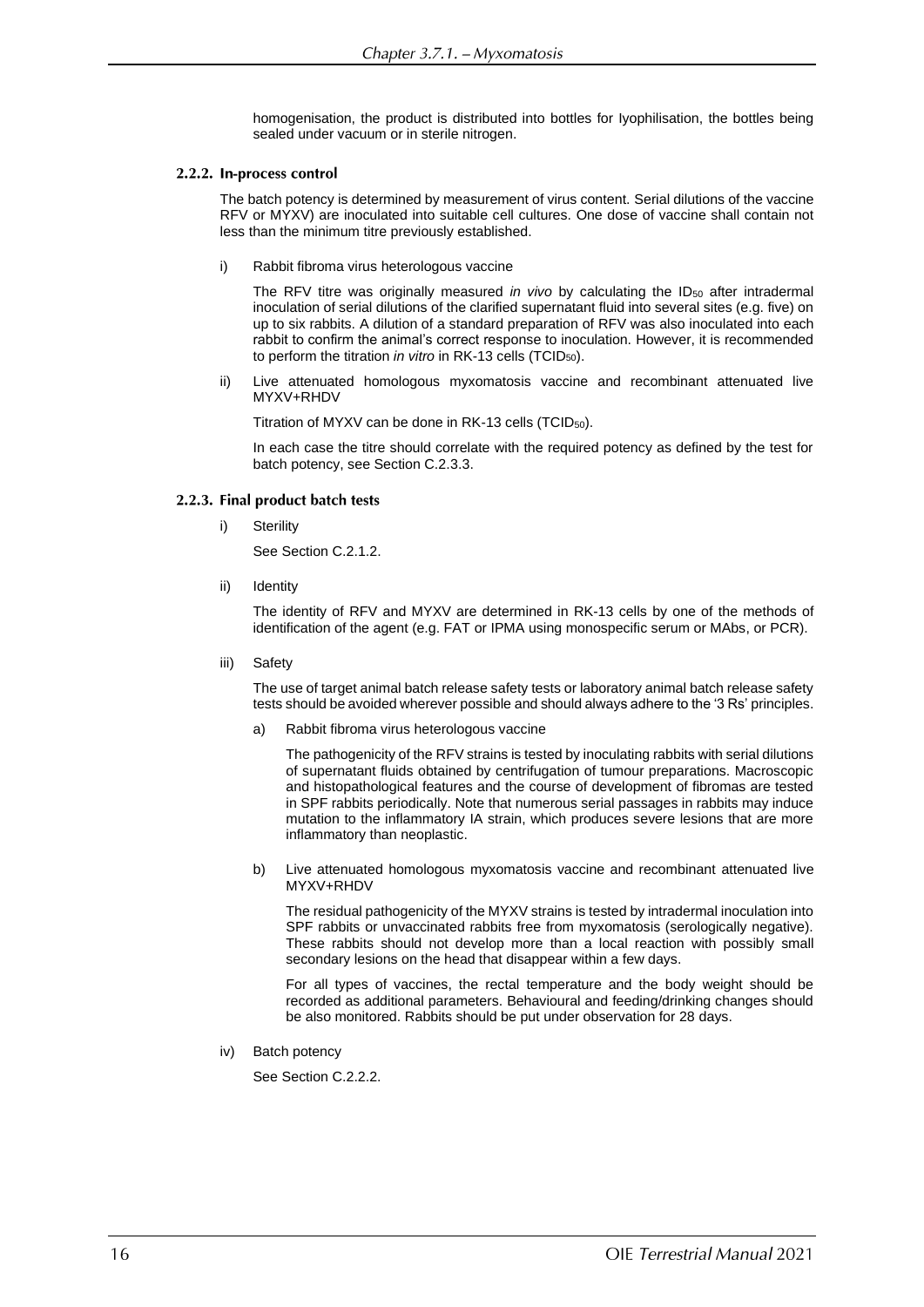homogenisation, the product is distributed into bottles for lyophilisation, the bottles being sealed under vacuum or in sterile nitrogen.

### 2.2.2. In-process control

The batch potency is determined by measurement of virus content. Serial dilutions of the vaccine RFV or MYXV) are inoculated into suitable cell cultures. One dose of vaccine shall contain not less than the minimum titre previously established.

i) Rabbit fibroma virus heterologous vaccine

   The RFV titre was originally measured *in vivo* by calculating the $ID_{50}$ after intradermal inoculation of serial dilutions of the clarified supernatant fluid into several sites (e.g. five) on up to six rabbits. A dilution of a standard preparation of RFV was also inoculated into each rabbit to confirm the animal's correct response to inoculation. However, it is recommended to perform the titration *in vitro* in RK-13 cells ($TCID_{50}$).

ii) Live attenuated homologous myxomatosis vaccine and recombinant attenuated live MYXV+RHDV

   Titration of MYXV can be done in RK-13 cells ($TCID_{50}$).

   In each case the titre should correlate with the required potency as defined by the test for batch potency, see Section C.2.3.3.

### 2.2.3. Final product batch tests

i) Sterility

   See Section C.2.1.2.

ii) Identity

   The identity of RFV and MYXV are determined in RK-13 cells by one of the methods of identification of the agent (e.g. FAT or IPMA using monospecific serum or MAbs, or PCR).

iii) Safety

   The use of target animal batch release safety tests or laboratory animal batch release safety tests should be avoided wherever possible and should always adhere to the '3 Rs' principles.

   a) Rabbit fibroma virus heterologous vaccine

      The pathogenicity of the RFV strains is tested by inoculating rabbits with serial dilutions of supernatant fluids obtained by centrifugation of tumour preparations. Macroscopic and histopathological features and the course of development of fibromas are tested in SPF rabbits periodically. Note that numerous serial passages in rabbits may induce mutation to the inflammatory IA strain, which produces severe lesions that are more inflammatory than neoplastic.

   b) Live attenuated homologous myxomatosis vaccine and recombinant attenuated live MYXV+RHDV

      The residual pathogenicity of the MYXV strains is tested by intradermal inoculation into SPF rabbits or unvaccinated rabbits free from myxomatosis (serologically negative). These rabbits should not develop more than a local reaction with possibly small secondary lesions on the head that disappear within a few days.

      For all types of vaccines, the rectal temperature and the body weight should be recorded as additional parameters. Behavioural and feeding/drinking changes should be also monitored. Rabbits should be put under observation for 28 days.

iv) Batch potency

   See Section C.2.2.2.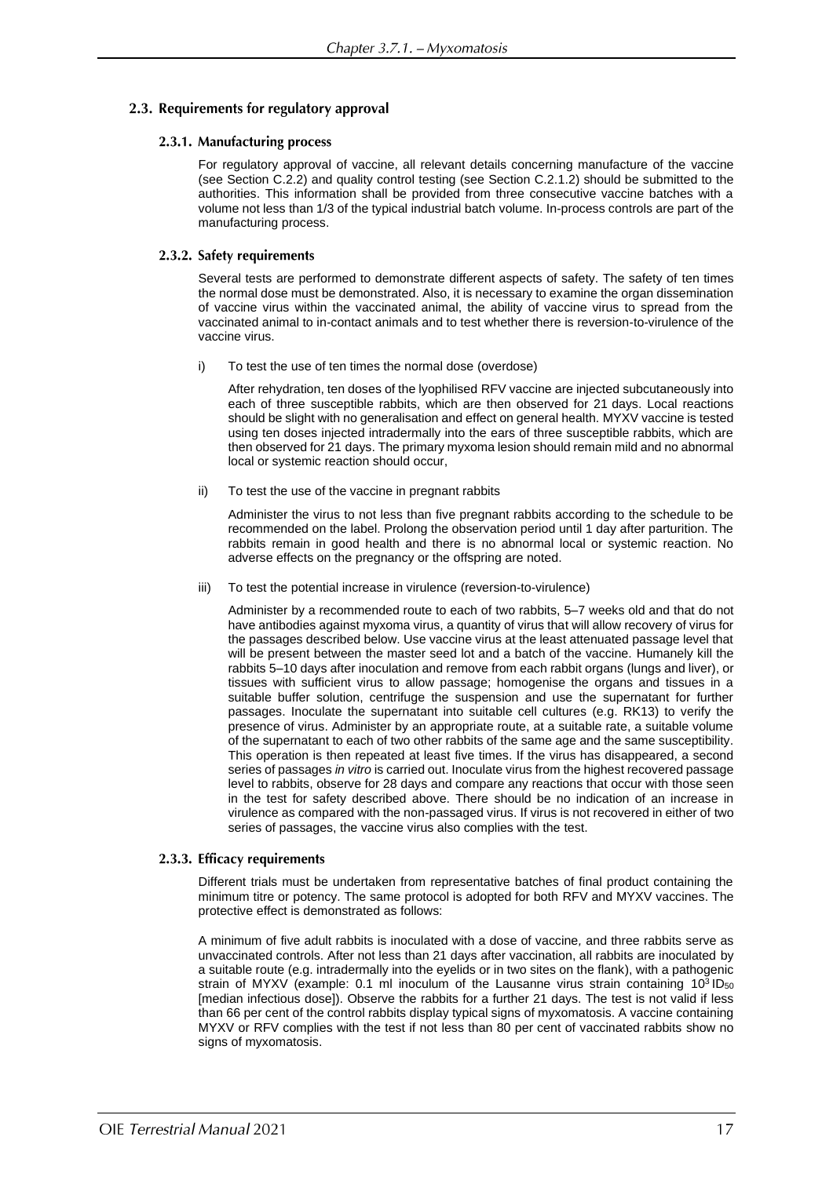## 2.3. Requirements for regulatory approval

### 2.3.1. Manufacturing process

For regulatory approval of vaccine, all relevant details concerning manufacture of the vaccine (see Section C.2.2) and quality control testing (see Section C.2.1.2) should be submitted to the authorities. This information shall be provided from three consecutive vaccine batches with a volume not less than 1/3 of the typical industrial batch volume. In-process controls are part of the manufacturing process.

### 2.3.2. Safety requirements

Several tests are performed to demonstrate different aspects of safety. The safety of ten times the normal dose must be demonstrated. Also, it is necessary to examine the organ dissemination of vaccine virus within the vaccinated animal, the ability of vaccine virus to spread from the vaccinated animal to in-contact animals and to test whether there is reversion-to-virulence of the vaccine virus.

i) To test the use of ten times the normal dose (overdose)

After rehydration, ten doses of the lyophilised RFV vaccine are injected subcutaneously into each of three susceptible rabbits, which are then observed for 21 days. Local reactions should be slight with no generalisation and effect on general health. MYXV vaccine is tested using ten doses injected intradermally into the ears of three susceptible rabbits, which are then observed for 21 days. The primary myxoma lesion should remain mild and no abnormal local or systemic reaction should occur,

ii) To test the use of the vaccine in pregnant rabbits

Administer the virus to not less than five pregnant rabbits according to the schedule to be recommended on the label. Prolong the observation period until 1 day after parturition. The rabbits remain in good health and there is no abnormal local or systemic reaction. No adverse effects on the pregnancy or the offspring are noted.

iii) To test the potential increase in virulence (reversion-to-virulence)

Administer by a recommended route to each of two rabbits, 5–7 weeks old and that do not have antibodies against myxoma virus, a quantity of virus that will allow recovery of virus for the passages described below. Use vaccine virus at the least attenuated passage level that will be present between the master seed lot and a batch of the vaccine. Humanely kill the rabbits 5–10 days after inoculation and remove from each rabbit organs (lungs and liver), or tissues with sufficient virus to allow passage; homogenise the organs and tissues in a suitable buffer solution, centrifuge the suspension and use the supernatant for further passages. Inoculate the supernatant into suitable cell cultures (e.g. RK13) to verify the presence of virus. Administer by an appropriate route, at a suitable rate, a suitable volume of the supernatant to each of two other rabbits of the same age and the same susceptibility. This operation is then repeated at least five times. If the virus has disappeared, a second series of passages *in vitro* is carried out. Inoculate virus from the highest recovered passage level to rabbits, observe for 28 days and compare any reactions that occur with those seen in the test for safety described above. There should be no indication of an increase in virulence as compared with the non-passaged virus. If virus is not recovered in either of two series of passages, the vaccine virus also complies with the test.

### 2.3.3. Efficacy requirements

Different trials must be undertaken from representative batches of final product containing the minimum titre or potency. The same protocol is adopted for both RFV and MYXV vaccines. The protective effect is demonstrated as follows:

A minimum of five adult rabbits is inoculated with a dose of vaccine, and three rabbits serve as unvaccinated controls. After not less than 21 days after vaccination, all rabbits are inoculated by a suitable route (e.g. intradermally into the eyelids or in two sites on the flank), with a pathogenic strain of MYXV (example: 0.1 ml inoculum of the Lausanne virus strain containing $10^3$ $ID_{50}$ [median infectious dose]). Observe the rabbits for a further 21 days. The test is not valid if less than 66 per cent of the control rabbits display typical signs of myxomatosis. A vaccine containing MYXV or RFV complies with the test if not less than 80 per cent of vaccinated rabbits show no signs of myxomatosis.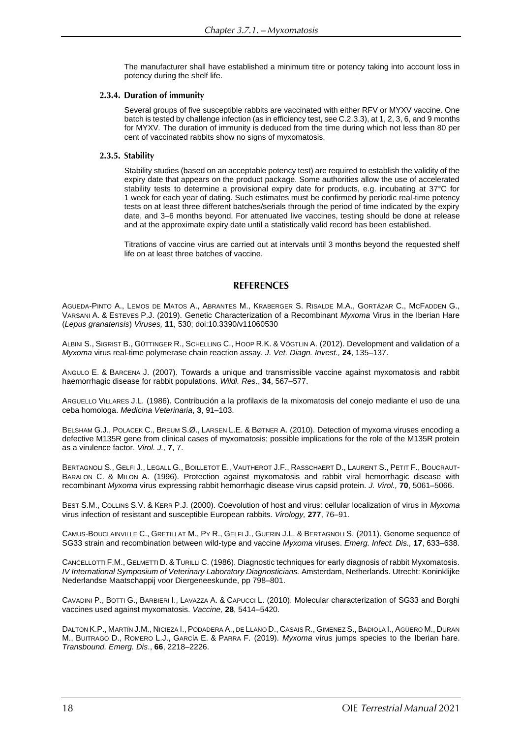The manufacturer shall have established a minimum titre or potency taking into account loss in potency during the shelf life.

### 2.3.4. Duration of immunity

Several groups of five susceptible rabbits are vaccinated with either RFV or MYXV vaccine. One batch is tested by challenge infection (as in efficiency test, see C.2.3.3), at 1, 2, 3, 6, and 9 months for MYXV. The duration of immunity is deduced from the time during which not less than 80 per cent of vaccinated rabbits show no signs of myxomatosis.

### 2.3.5. Stability

Stability studies (based on an acceptable potency test) are required to establish the validity of the expiry date that appears on the product package. Some authorities allow the use of accelerated stability tests to determine a provisional expiry date for products, e.g. incubating at 37°C for 1 week for each year of dating. Such estimates must be confirmed by periodic real-time potency tests on at least three different batches/serials through the period of time indicated by the expiry date, and 3–6 months beyond. For attenuated live vaccines, testing should be done at release and at the approximate expiry date until a statistically valid record has been established.

Titrations of vaccine virus are carried out at intervals until 3 months beyond the requested shelf life on at least three batches of vaccine.

## REFERENCES

AGUEDA-PINTO A., LEMOS DE MATOS A., ABRANTES M., KRABERGER S. RISALDE M.A., GORTÁZAR C., MCFADDEN G., VARSANI A. & ESTEVES P.J. (2019). Genetic Characterization of a Recombinant *Myxoma* Virus in the Iberian Hare (*Lepus granatensis*) *Viruses,* **11**, 530; doi:10.3390/v11060530

ALBINI S., SIGRIST B., GÜTTINGER R., SCHELLING C., HOOP R.K. & VÖGTLIN A. (2012). Development and validation of a *Myxoma* virus real-time polymerase chain reaction assay. *J. Vet. Diagn. Invest.,* **24**, 135–137.

ANGULO E. & BARCENA J. (2007). Towards a unique and transmissible vaccine against myxomatosis and rabbit haemorrhagic disease for rabbit populations. *Wildl. Res*., **34**, 567–577.

ARGUELLO VILLARES J.L. (1986). Contribución a la profilaxis de la mixomatosis del conejo mediante el uso de una ceba homologa. *Medicina Veterinaria*, **3**, 91–103.

BELSHAM G.J., POLACEK C., BREUM S.Ø., LARSEN L.E. & BØTNER A. (2010). Detection of myxoma viruses encoding a defective M135R gene from clinical cases of myxomatosis; possible implications for the role of the M135R protein as a virulence factor. *Virol. J.,* **7**, 7.

BERTAGNOLI S., GELFI J., LEGALL G., BOILLETOT E., VAUTHEROT J.F., RASSCHAERT D., LAURENT S., PETIT F., BOUCRAUT-BARALON C. & MILON A. (1996). Protection against myxomatosis and rabbit viral hemorrhagic disease with recombinant *Myxoma* virus expressing rabbit hemorrhagic disease virus capsid protein. *J. Virol.,* **70**, 5061–5066.

BEST S.M., COLLINS S.V. & KERR P.J. (2000). Coevolution of host and virus: cellular localization of virus in *Myxoma* virus infection of resistant and susceptible European rabbits. *Virology,* **277**, 76–91.

CAMUS-BOUCLAINVILLE C., GRETILLAT M., PY R., GELFI J., GUERIN J.L. & BERTAGNOLI S. (2011). Genome sequence of SG33 strain and recombination between wild-type and vaccine *Myxoma* viruses. *Emerg. Infect. Dis.,* **17**, 633–638.

CANCELLOTTI F.M., GELMETTI D. & TURILLI C. (1986). Diagnostic techniques for early diagnosis of rabbit Myxomatosis. *IV International Symposium of Veterinary Laboratory Diagnosticians.* Amsterdam, Netherlands. Utrecht: Koninklijke Nederlandse Maatschappij voor Diergeneeskunde, pp 798–801.

CAVADINI P., BOTTI G., BARBIERI I., LAVAZZA A. & CAPUCCI L. (2010). Molecular characterization of SG33 and Borghi vaccines used against myxomatosis. *Vaccine,* **28**, 5414–5420.

DALTON K.P., MARTÍN J.M., NICIEZA I., PODADERA A., DE LLANO D., CASAIS R., GIMENEZ S., BADIOLA I., AGÜERO M., DURAN M., BUITRAGO D., ROMERO L.J., GARCÍA E. & PARRA F. (2019). *Myxoma* virus jumps species to the Iberian hare. *Transbound. Emerg. Dis*., **66**, 2218–2226.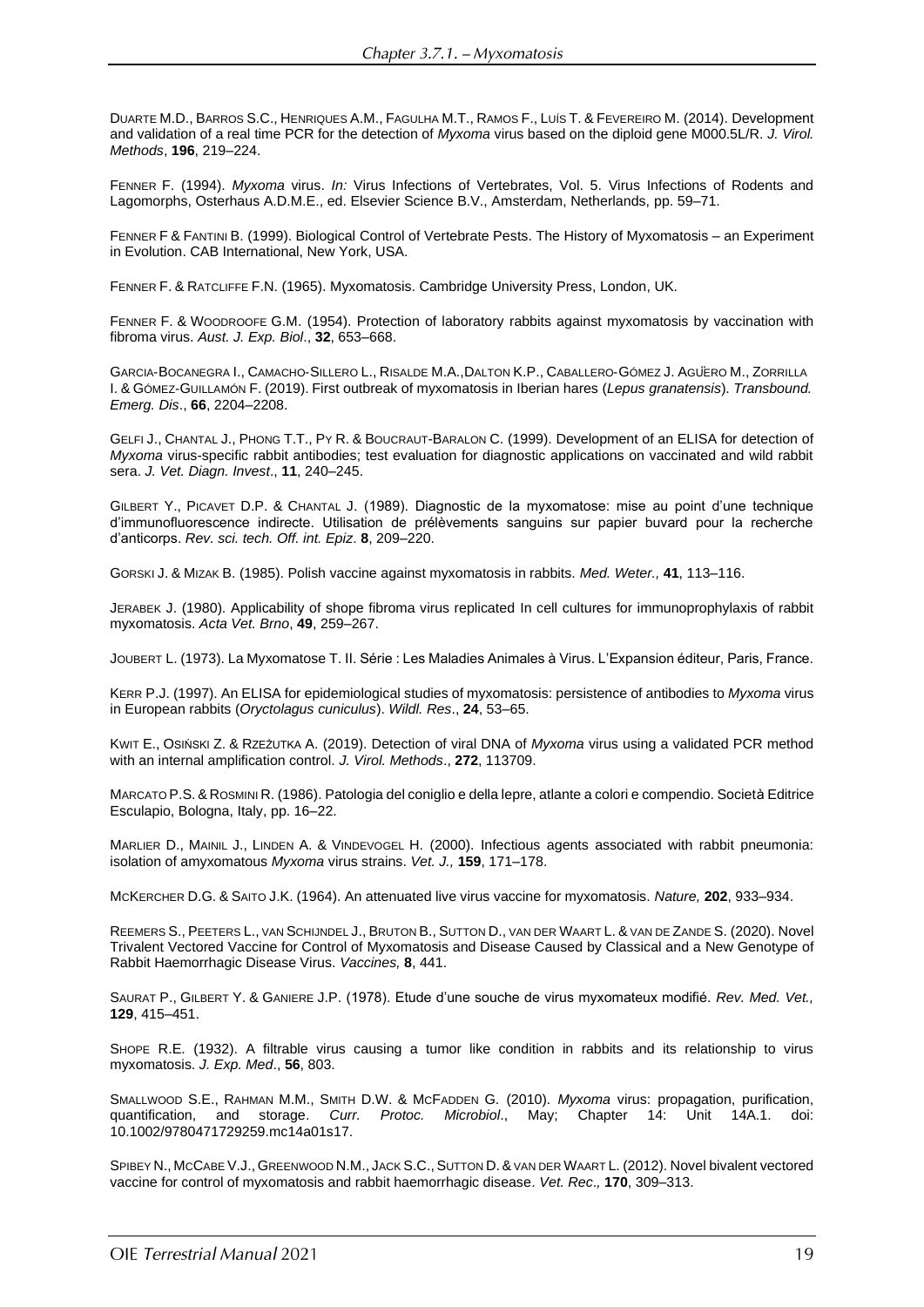DUARTE M.D., BARROS S.C., HENRIQUES A.M., FAGULHA M.T., RAMOS F., LUÍS T. & FEVEREIRO M. (2014). Development and validation of a real time PCR for the detection of *Myxoma* virus based on the diploid gene M000.5L/R. *J. Virol. Methods*, **196**, 219–224.

FENNER F. (1994). *Myxoma* virus. *In:* Virus Infections of Vertebrates, Vol. 5. Virus Infections of Rodents and Lagomorphs, Osterhaus A.D.M.E., ed. Elsevier Science B.V., Amsterdam, Netherlands, pp. 59–71.

FENNER F & FANTINI B. (1999). Biological Control of Vertebrate Pests. The History of Myxomatosis – an Experiment in Evolution. CAB International, New York, USA.

FENNER F. & RATCLIFFE F.N. (1965). Myxomatosis. Cambridge University Press, London, UK.

FENNER F. & WOODROOFE G.M. (1954). Protection of laboratory rabbits against myxomatosis by vaccination with fibroma virus. *Aust. J. Exp. Biol*., **32**, 653–668.

GARCIA-BOCANEGRA I., CAMACHO-SILLERO L., RISALDE M.A.,DALTON K.P., CABALLERO-GÓMEZ J. AGÜERO M., ZORRILLA I. & GÓMEZ-GUILLAMÓN F. (2019). First outbreak of myxomatosis in Iberian hares (*Lepus granatensis*). *Transbound. Emerg. Dis*., **66**, 2204–2208.

GELFI J., CHANTAL J., PHONG T.T., PY R. & BOUCRAUT-BARALON C. (1999). Development of an ELISA for detection of *Myxoma* virus-specific rabbit antibodies; test evaluation for diagnostic applications on vaccinated and wild rabbit sera. *J. Vet. Diagn. Invest*., **11**, 240–245.

GILBERT Y., PICAVET D.P. & CHANTAL J. (1989). Diagnostic de la myxomatose: mise au point d'une technique d'immunofluorescence indirecte. Utilisation de prélèvements sanguins sur papier buvard pour la recherche d'anticorps. *Rev. sci. tech. Off. int. Epiz*. **8**, 209–220.

GORSKI J. & MIZAK B. (1985). Polish vaccine against myxomatosis in rabbits. *Med. Weter.,* **41**, 113–116.

JERABEK J. (1980). Applicability of shope fibroma virus replicated In cell cultures for immunoprophylaxis of rabbit myxomatosis. *Acta Vet. Brno*, **49**, 259–267.

JOUBERT L. (1973). La Myxomatose T. II. Série : Les Maladies Animales à Virus. L'Expansion éditeur, Paris, France.

KERR P.J. (1997). An ELISA for epidemiological studies of myxomatosis: persistence of antibodies to *Myxoma* virus in European rabbits (*Oryctolagus cuniculus*). *Wildl. Res*., **24**, 53–65.

KWIT E., OSIŃSKI Z. & RZEŻUTKA A. (2019). Detection of viral DNA of *Myxoma* virus using a validated PCR method with an internal amplification control. *J. Virol. Methods*., **272**, 113709.

MARCATO P.S. & ROSMINI R. (1986). Patologia del coniglio e della lepre, atlante a colori e compendio. Società Editrice Esculapio, Bologna, Italy, pp. 16–22.

MARLIER D., MAINIL J., LINDEN A. & VINDEVOGEL H. (2000). Infectious agents associated with rabbit pneumonia: isolation of amyxomatous *Myxoma* virus strains. *Vet. J.,* **159**, 171–178.

MCKERCHER D.G. & SAITO J.K. (1964). An attenuated live virus vaccine for myxomatosis. *Nature,* **202**, 933–934.

REEMERS S., PEETERS L., VAN SCHIJNDEL J., BRUTON B., SUTTON D., VAN DER WAART L. & VAN DE ZANDE S. (2020). Novel Trivalent Vectored Vaccine for Control of Myxomatosis and Disease Caused by Classical and a New Genotype of Rabbit Haemorrhagic Disease Virus. *Vaccines,* **8**, 441.

SAURAT P., GILBERT Y. & GANIERE J.P. (1978). Etude d'une souche de virus myxomateux modifié. *Rev. Med. Vet.,* **129**, 415–451.

SHOPE R.E. (1932). A filtrable virus causing a tumor like condition in rabbits and its relationship to virus myxomatosis. *J. Exp. Med*., **56**, 803.

SMALLWOOD S.E., RAHMAN M.M., SMITH D.W. & MCFADDEN G. (2010). *Myxoma* virus: propagation, purification, quantification, and storage. *Curr. Protoc. Microbiol*., May; Chapter 14: Unit 14A.1. doi: 10.1002/9780471729259.mc14a01s17.

SPIBEY N., MCCABE V.J., GREENWOOD N.M., JACK S.C., SUTTON D. & VAN DER WAART L. (2012). Novel bivalent vectored vaccine for control of myxomatosis and rabbit haemorrhagic disease. *Vet. Rec*., **170**, 309–313.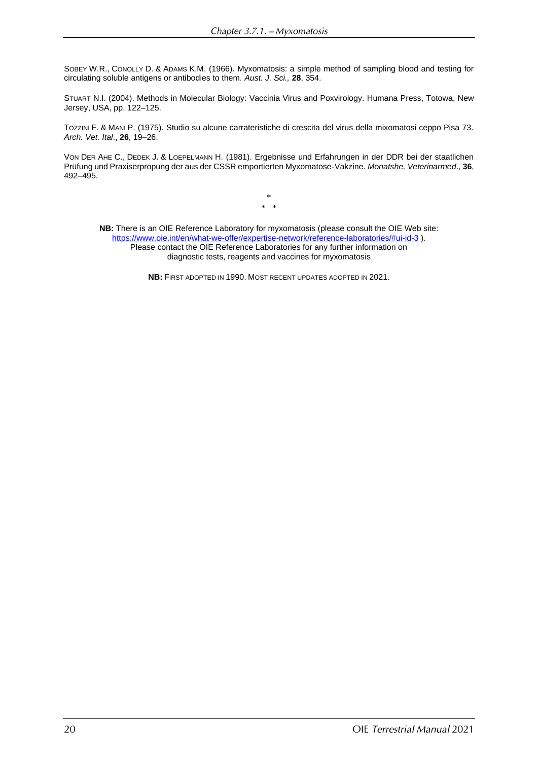SOBEY W.R., CONOLLY D. & ADAMS K.M. (1966). Myxomatosis: a simple method of sampling blood and testing for circulating soluble antigens or antibodies to them. *Aust. J. Sci.,* **28**, 354.

STUART N.I. (2004). Methods in Molecular Biology: Vaccinia Virus and Poxvirology. Humana Press, Totowa, New Jersey, USA, pp. 122–125.

TOZZINI F. & MANI P. (1975). Studio su alcune carrateristiche di crescita del virus della mixomatosi ceppo Pisa 73. *Arch. Vet. Ital*., **26**, 19–26.

VON DER AHE C., DEDEK J. & LOEPELMANN H. (1981). Ergebnisse und Erfahrungen in der DDR bei der staatlichen Prüfung und Praxiserpropung der aus der CSSR emportierten Myxomatose-Vakzine. *Monatshe. Veterinarmed*., **36**, 492–495.

\*

\* \*

**NB:** There is an OIE Reference Laboratory for myxomatosis (please consult the OIE Web site: https://www.oie.int/en/what-we-offer/expertise-network/reference-laboratories/#ui-id-3 ).
Please contact the OIE Reference Laboratories for any further information on diagnostic tests, reagents and vaccines for myxomatosis

**NB:** FIRST ADOPTED IN 1990. MOST RECENT UPDATES ADOPTED IN 2021.